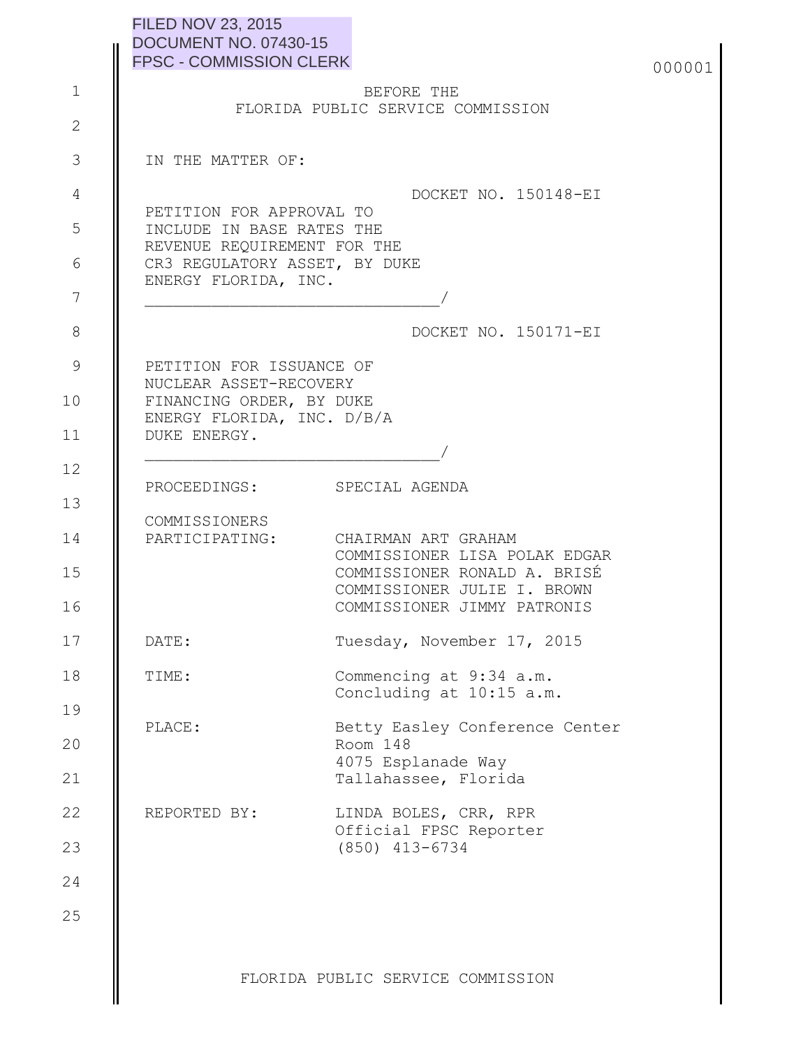FILED NOV 23, 2015
DOCUMENT NO. 07430-15
FPSC - COMMISSION CLERK

000001

BEFORE THE
FLORIDA PUBLIC SERVICE COMMISSION

IN THE MATTER OF:

DOCKET NO. 150148-EI

PETITION FOR APPROVAL TO INCLUDE IN BASE RATES THE REVENUE REQUIREMENT FOR THE CR3 REGULATORY ASSET, BY DUKE ENERGY FLORIDA, INC.
______________________________/

DOCKET NO. 150171-EI

PETITION FOR ISSUANCE OF NUCLEAR ASSET-RECOVERY FINANCING ORDER, BY DUKE ENERGY FLORIDA, INC. D/B/A DUKE ENERGY.
______________________________/

| | |
|---|---|
| PROCEEDINGS: | SPECIAL AGENDA |
| COMMISSIONERS PARTICIPATING: | CHAIRMAN ART GRAHAM<br>COMMISSIONER LISA POLAK EDGAR<br>COMMISSIONER RONALD A. BRISÉ<br>COMMISSIONER JULIE I. BROWN<br>COMMISSIONER JIMMY PATRONIS |
| DATE: | Tuesday, November 17, 2015 |
| TIME: | Commencing at 9:34 a.m.<br>Concluding at 10:15 a.m. |
| PLACE: | Betty Easley Conference Center<br>Room 148<br>4075 Esplanade Way<br>Tallahassee, Florida |
| REPORTED BY: | LINDA BOLES, CRR, RPR<br>Official FPSC Reporter<br>(850) 413-6734 |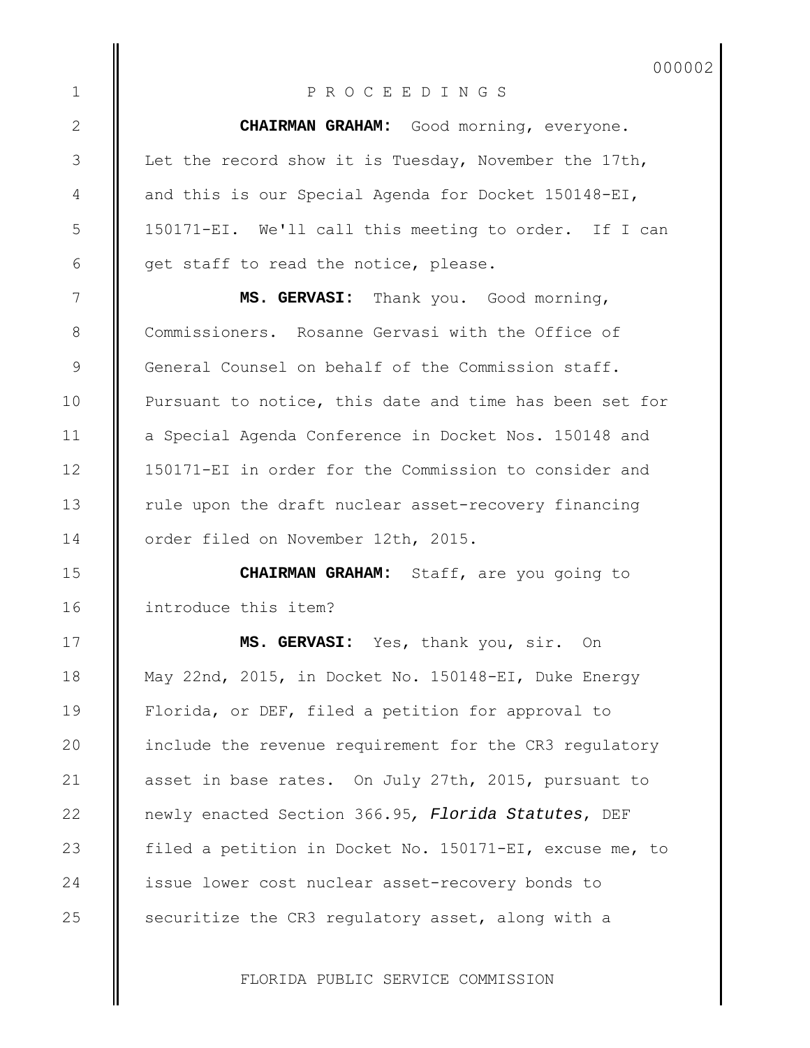P R O C E E D I N G S

**CHAIRMAN GRAHAM:** Good morning, everyone. Let the record show it is Tuesday, November the 17th, and this is our Special Agenda for Docket 150148-EI, 150171-EI. We'll call this meeting to order. If I can get staff to read the notice, please.

**MS. GERVASI:** Thank you. Good morning, Commissioners. Rosanne Gervasi with the Office of General Counsel on behalf of the Commission staff. Pursuant to notice, this date and time has been set for a Special Agenda Conference in Docket Nos. 150148 and 150171-EI in order for the Commission to consider and rule upon the draft nuclear asset-recovery financing order filed on November 12th, 2015.

**CHAIRMAN GRAHAM:** Staff, are you going to introduce this item?

**MS. GERVASI:** Yes, thank you, sir. On May 22nd, 2015, in Docket No. 150148-EI, Duke Energy Florida, or DEF, filed a petition for approval to include the revenue requirement for the CR3 regulatory asset in base rates. On July 27th, 2015, pursuant to newly enacted Section 366.95, *Florida Statutes*, DEF filed a petition in Docket No. 150171-EI, excuse me, to issue lower cost nuclear asset-recovery bonds to securitize the CR3 regulatory asset, along with a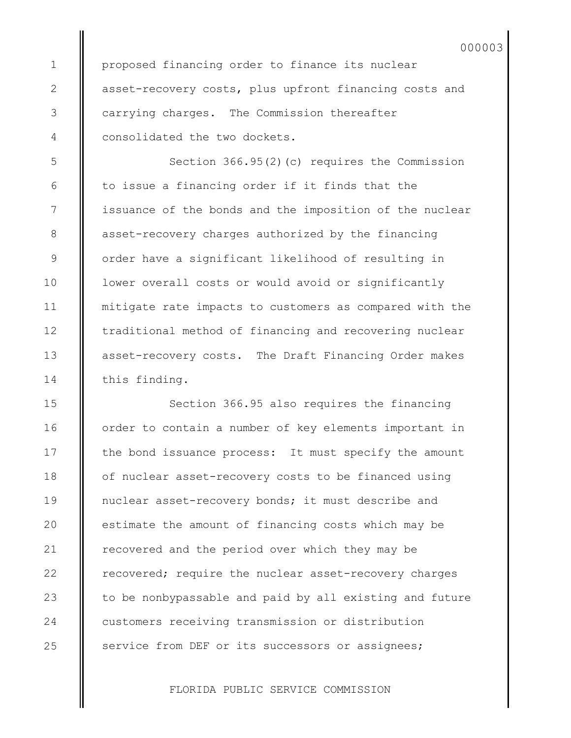proposed financing order to finance its nuclear asset-recovery costs, plus upfront financing costs and carrying charges. The Commission thereafter consolidated the two dockets.

Section 366.95(2)(c) requires the Commission to issue a financing order if it finds that the issuance of the bonds and the imposition of the nuclear asset-recovery charges authorized by the financing order have a significant likelihood of resulting in lower overall costs or would avoid or significantly mitigate rate impacts to customers as compared with the traditional method of financing and recovering nuclear asset-recovery costs. The Draft Financing Order makes this finding.

Section 366.95 also requires the financing order to contain a number of key elements important in the bond issuance process: It must specify the amount of nuclear asset-recovery costs to be financed using nuclear asset-recovery bonds; it must describe and estimate the amount of financing costs which may be recovered and the period over which they may be recovered; require the nuclear asset-recovery charges to be nonbypassable and paid by all existing and future customers receiving transmission or distribution service from DEF or its successors or assignees;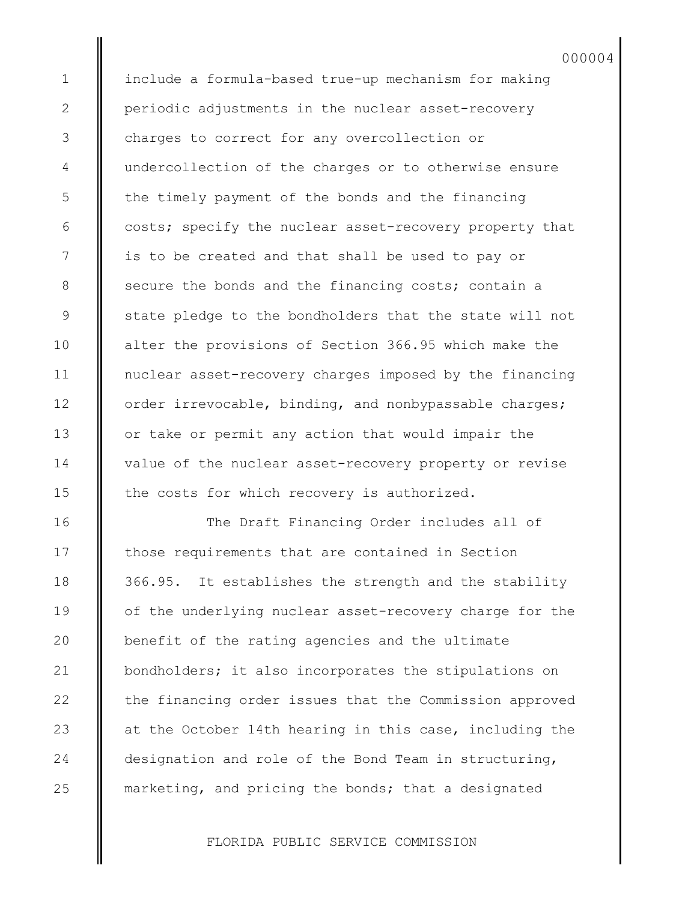include a formula-based true-up mechanism for making periodic adjustments in the nuclear asset-recovery charges to correct for any overcollection or undercollection of the charges or to otherwise ensure the timely payment of the bonds and the financing costs; specify the nuclear asset-recovery property that is to be created and that shall be used to pay or secure the bonds and the financing costs; contain a state pledge to the bondholders that the state will not alter the provisions of Section 366.95 which make the nuclear asset-recovery charges imposed by the financing order irrevocable, binding, and nonbypassable charges; or take or permit any action that would impair the value of the nuclear asset-recovery property or revise the costs for which recovery is authorized.

The Draft Financing Order includes all of those requirements that are contained in Section 366.95. It establishes the strength and the stability of the underlying nuclear asset-recovery charge for the benefit of the rating agencies and the ultimate bondholders; it also incorporates the stipulations on the financing order issues that the Commission approved at the October 14th hearing in this case, including the designation and role of the Bond Team in structuring, marketing, and pricing the bonds; that a designated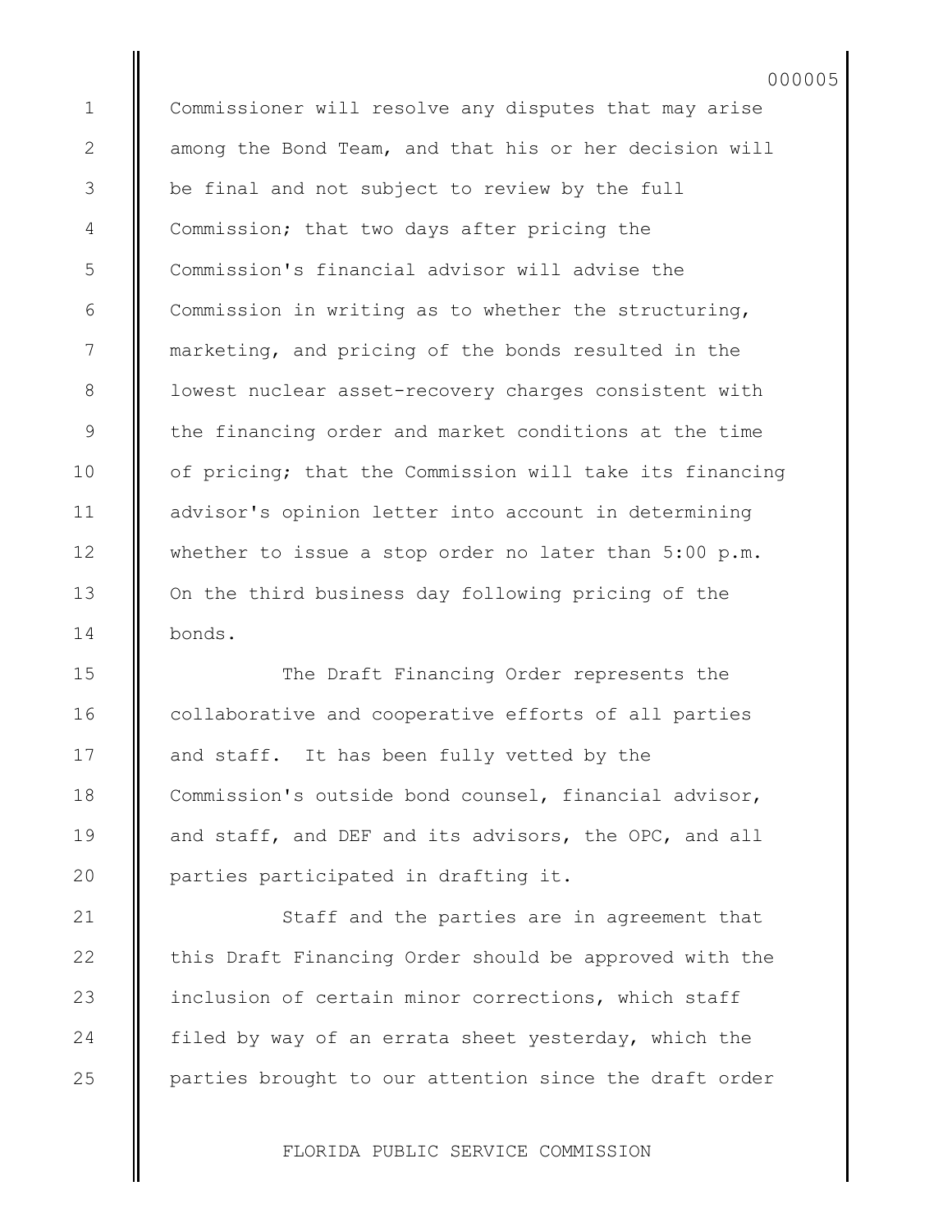Commissioner will resolve any disputes that may arise among the Bond Team, and that his or her decision will be final and not subject to review by the full Commission; that two days after pricing the Commission's financial advisor will advise the Commission in writing as to whether the structuring, marketing, and pricing of the bonds resulted in the lowest nuclear asset-recovery charges consistent with the financing order and market conditions at the time of pricing; that the Commission will take its financing advisor's opinion letter into account in determining whether to issue a stop order no later than 5:00 p.m. On the third business day following pricing of the bonds.

The Draft Financing Order represents the collaborative and cooperative efforts of all parties and staff. It has been fully vetted by the Commission's outside bond counsel, financial advisor, and staff, and DEF and its advisors, the OPC, and all parties participated in drafting it.

Staff and the parties are in agreement that this Draft Financing Order should be approved with the inclusion of certain minor corrections, which staff filed by way of an errata sheet yesterday, which the parties brought to our attention since the draft order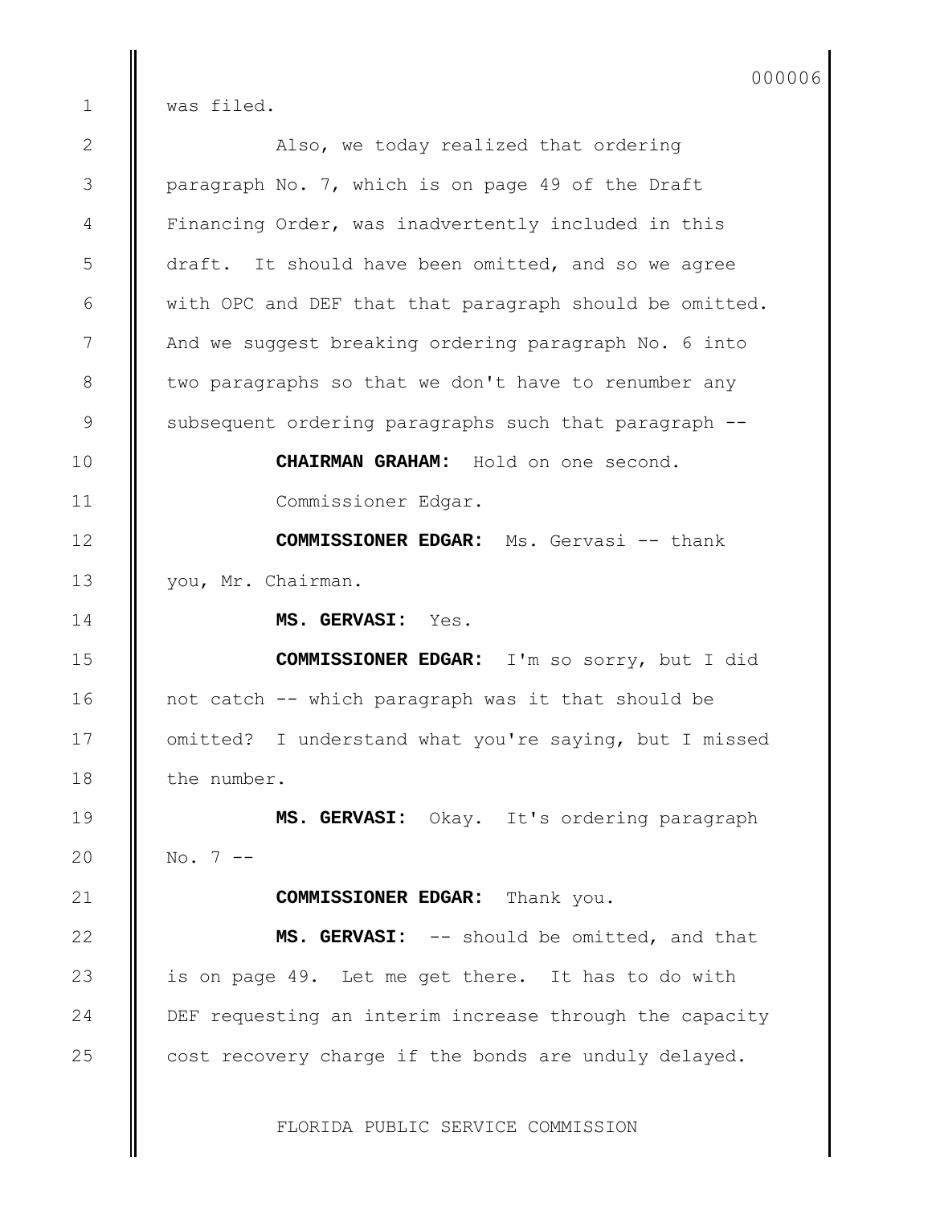was filed.

Also, we today realized that ordering paragraph No. 7, which is on page 49 of the Draft Financing Order, was inadvertently included in this draft. It should have been omitted, and so we agree with OPC and DEF that that paragraph should be omitted. And we suggest breaking ordering paragraph No. 6 into two paragraphs so that we don't have to renumber any subsequent ordering paragraphs such that paragraph --

**CHAIRMAN GRAHAM:** Hold on one second.

Commissioner Edgar.

**COMMISSIONER EDGAR:** Ms. Gervasi -- thank you, Mr. Chairman.

**MS. GERVASI:** Yes.

**COMMISSIONER EDGAR:** I'm so sorry, but I did not catch -- which paragraph was it that should be omitted? I understand what you're saying, but I missed the number.

**MS. GERVASI:** Okay. It's ordering paragraph No. 7 --

**COMMISSIONER EDGAR:** Thank you.

**MS. GERVASI:** -- should be omitted, and that is on page 49. Let me get there. It has to do with DEF requesting an interim increase through the capacity cost recovery charge if the bonds are unduly delayed.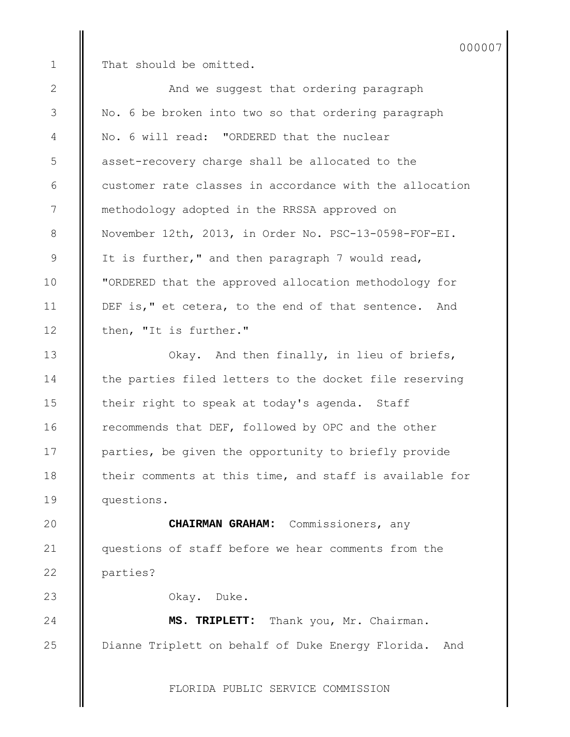That should be omitted.

And we suggest that ordering paragraph No. 6 be broken into two so that ordering paragraph No. 6 will read: "ORDERED that the nuclear asset-recovery charge shall be allocated to the customer rate classes in accordance with the allocation methodology adopted in the RRSSA approved on November 12th, 2013, in Order No. PSC-13-0598-FOF-EI. It is further," and then paragraph 7 would read, "ORDERED that the approved allocation methodology for DEF is," et cetera, to the end of that sentence. And then, "It is further."

Okay. And then finally, in lieu of briefs, the parties filed letters to the docket file reserving their right to speak at today's agenda. Staff recommends that DEF, followed by OPC and the other parties, be given the opportunity to briefly provide their comments at this time, and staff is available for questions.

**CHAIRMAN GRAHAM:** Commissioners, any questions of staff before we hear comments from the parties?

Okay. Duke.

**MS. TRIPLETT:** Thank you, Mr. Chairman. Dianne Triplett on behalf of Duke Energy Florida. And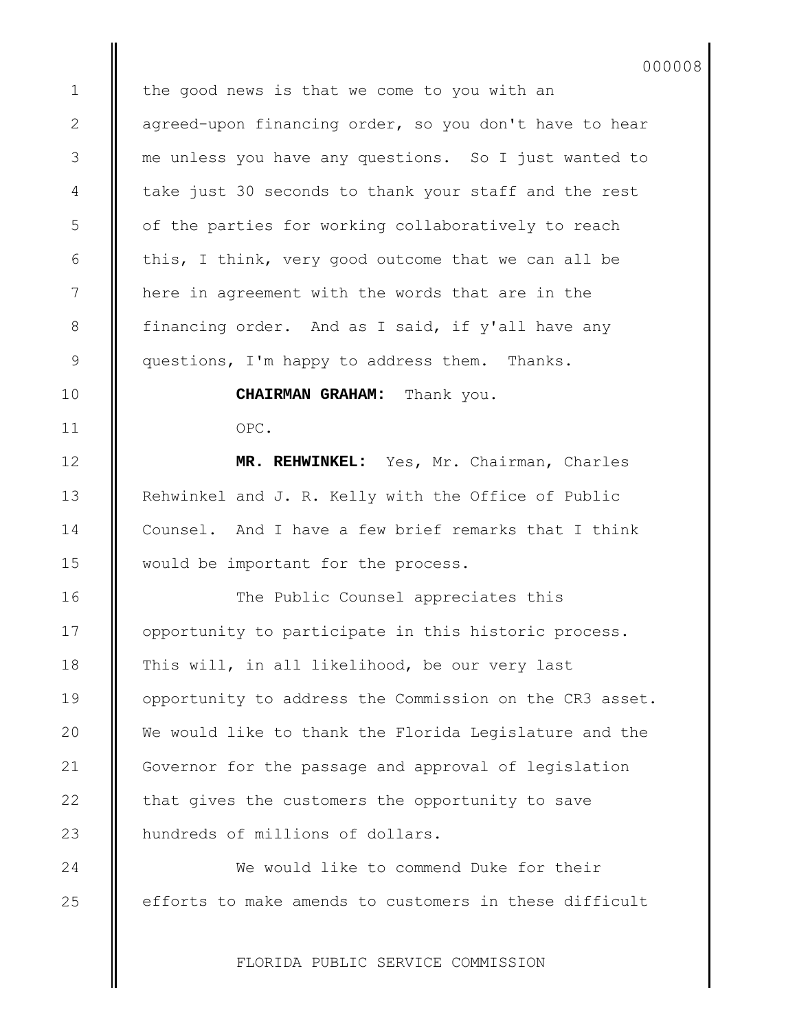the good news is that we come to you with an agreed-upon financing order, so you don't have to hear me unless you have any questions. So I just wanted to take just 30 seconds to thank your staff and the rest of the parties for working collaboratively to reach this, I think, very good outcome that we can all be here in agreement with the words that are in the financing order. And as I said, if y'all have any questions, I'm happy to address them. Thanks.

**CHAIRMAN GRAHAM:** Thank you.

OPC.

**MR. REHWINKEL:** Yes, Mr. Chairman, Charles Rehwinkel and J. R. Kelly with the Office of Public Counsel. And I have a few brief remarks that I think would be important for the process.

The Public Counsel appreciates this opportunity to participate in this historic process. This will, in all likelihood, be our very last opportunity to address the Commission on the CR3 asset. We would like to thank the Florida Legislature and the Governor for the passage and approval of legislation that gives the customers the opportunity to save hundreds of millions of dollars.

We would like to commend Duke for their efforts to make amends to customers in these difficult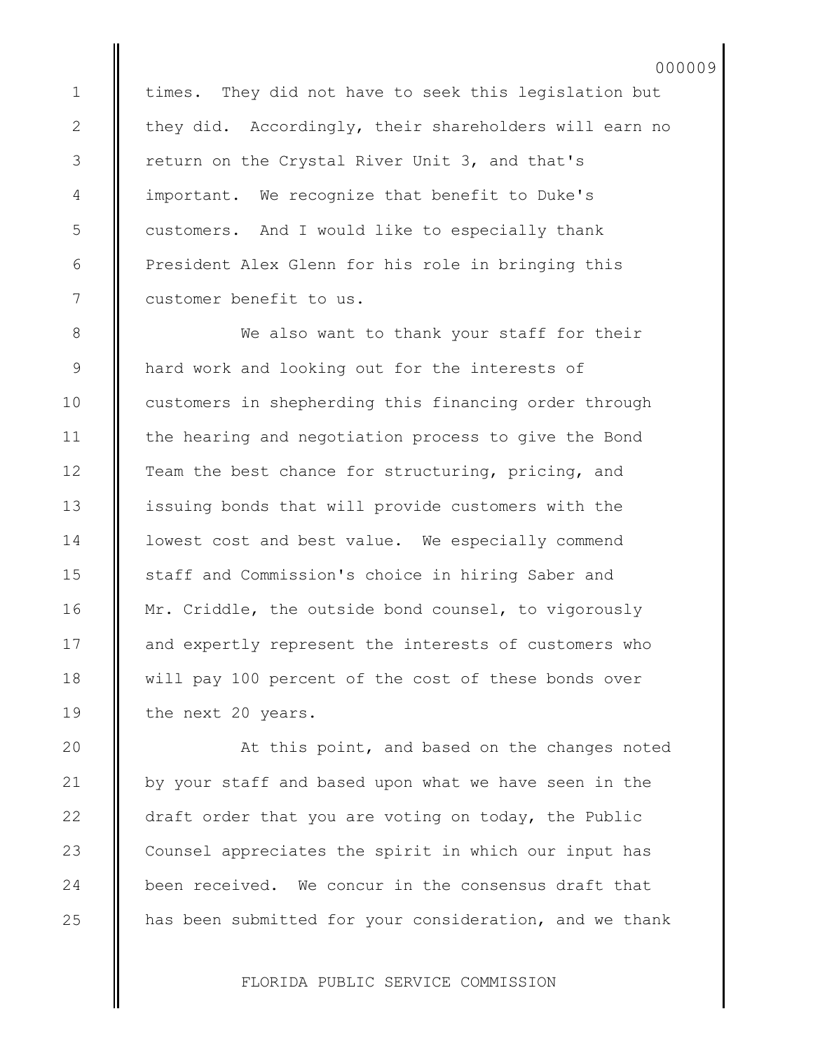times. They did not have to seek this legislation but they did. Accordingly, their shareholders will earn no return on the Crystal River Unit 3, and that's important. We recognize that benefit to Duke's customers. And I would like to especially thank President Alex Glenn for his role in bringing this customer benefit to us.

We also want to thank your staff for their hard work and looking out for the interests of customers in shepherding this financing order through the hearing and negotiation process to give the Bond Team the best chance for structuring, pricing, and issuing bonds that will provide customers with the lowest cost and best value. We especially commend staff and Commission's choice in hiring Saber and Mr. Criddle, the outside bond counsel, to vigorously and expertly represent the interests of customers who will pay 100 percent of the cost of these bonds over the next 20 years.

At this point, and based on the changes noted by your staff and based upon what we have seen in the draft order that you are voting on today, the Public Counsel appreciates the spirit in which our input has been received. We concur in the consensus draft that has been submitted for your consideration, and we thank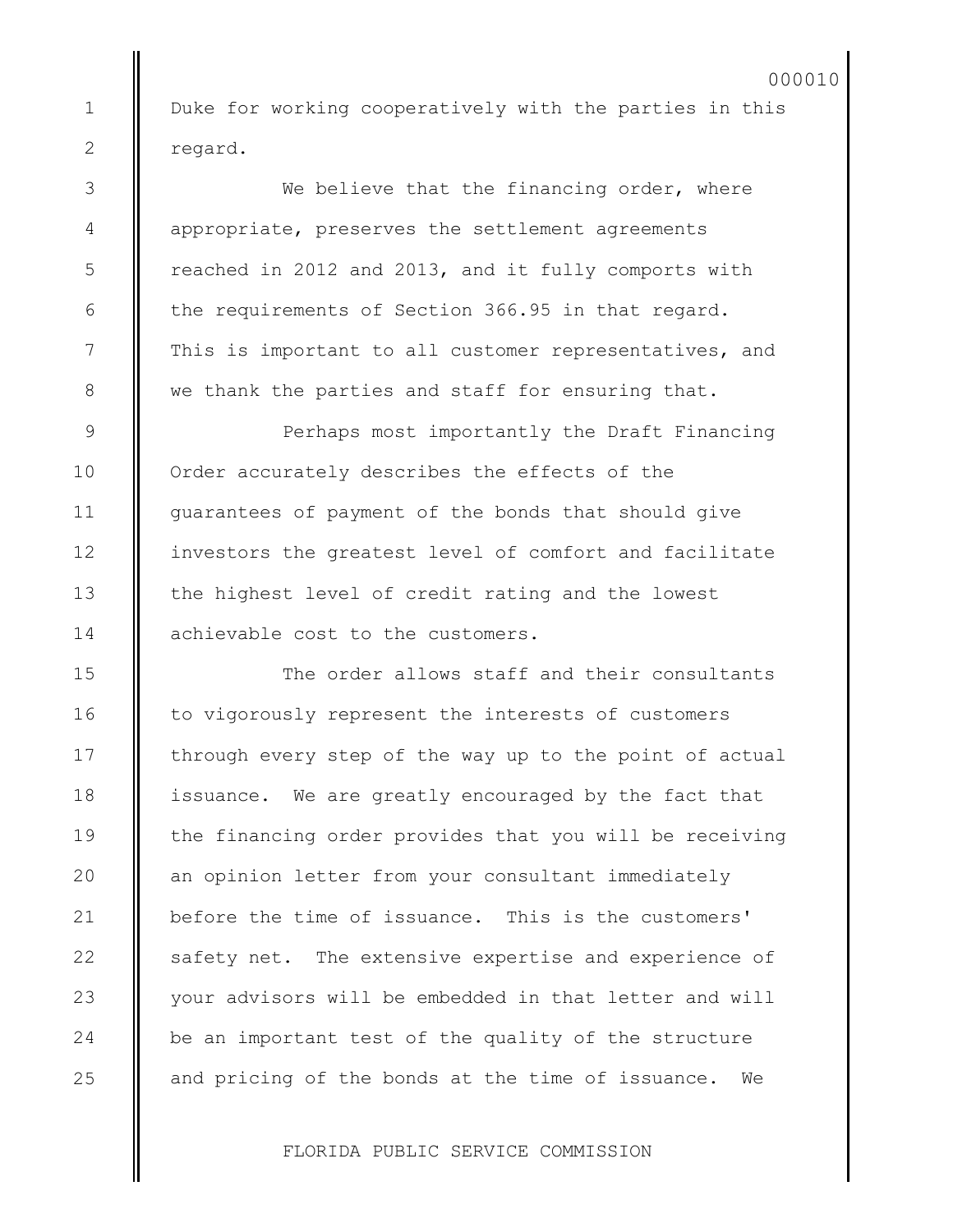Duke for working cooperatively with the parties in this regard.

We believe that the financing order, where appropriate, preserves the settlement agreements reached in 2012 and 2013, and it fully comports with the requirements of Section 366.95 in that regard. This is important to all customer representatives, and we thank the parties and staff for ensuring that.

Perhaps most importantly the Draft Financing Order accurately describes the effects of the guarantees of payment of the bonds that should give investors the greatest level of comfort and facilitate the highest level of credit rating and the lowest achievable cost to the customers.

The order allows staff and their consultants to vigorously represent the interests of customers through every step of the way up to the point of actual issuance. We are greatly encouraged by the fact that the financing order provides that you will be receiving an opinion letter from your consultant immediately before the time of issuance. This is the customers' safety net. The extensive expertise and experience of your advisors will be embedded in that letter and will be an important test of the quality of the structure and pricing of the bonds at the time of issuance. We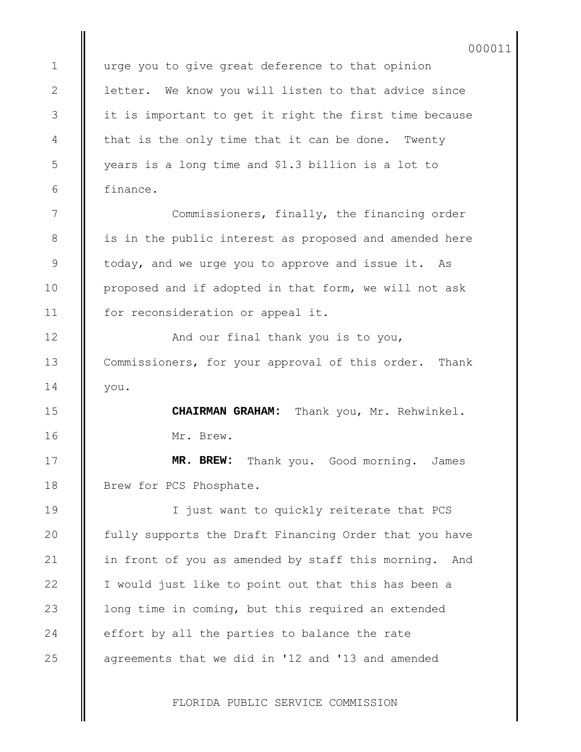urge you to give great deference to that opinion letter. We know you will listen to that advice since it is important to get it right the first time because that is the only time that it can be done. Twenty years is a long time and $1.3 billion is a lot to finance.

Commissioners, finally, the financing order is in the public interest as proposed and amended here today, and we urge you to approve and issue it. As proposed and if adopted in that form, we will not ask for reconsideration or appeal it.

And our final thank you is to you, Commissioners, for your approval of this order. Thank you.

**CHAIRMAN GRAHAM:** Thank you, Mr. Rehwinkel.

Mr. Brew.

**MR. BREW:** Thank you. Good morning. James Brew for PCS Phosphate.

I just want to quickly reiterate that PCS fully supports the Draft Financing Order that you have in front of you as amended by staff this morning. And I would just like to point out that this has been a long time in coming, but this required an extended effort by all the parties to balance the rate agreements that we did in '12 and '13 and amended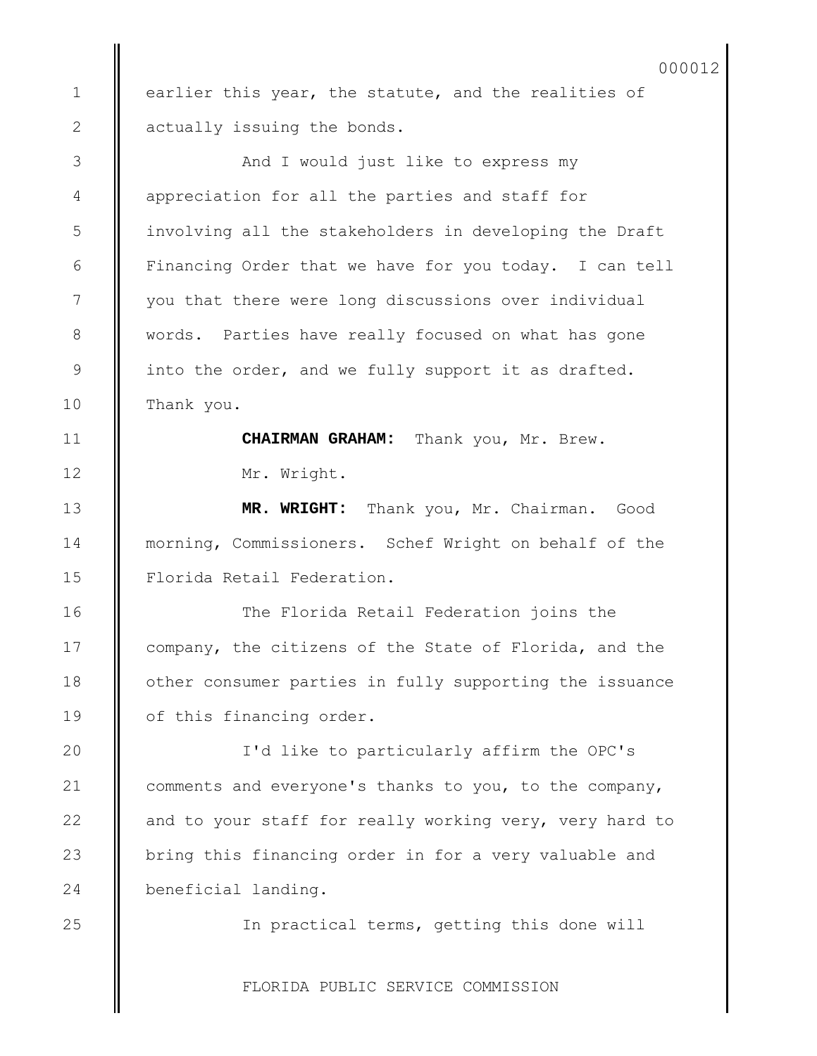earlier this year, the statute, and the realities of actually issuing the bonds.

And I would just like to express my appreciation for all the parties and staff for involving all the stakeholders in developing the Draft Financing Order that we have for you today. I can tell you that there were long discussions over individual words. Parties have really focused on what has gone into the order, and we fully support it as drafted. Thank you.

**CHAIRMAN GRAHAM:** Thank you, Mr. Brew.

Mr. Wright.

**MR. WRIGHT:** Thank you, Mr. Chairman. Good morning, Commissioners. Schef Wright on behalf of the Florida Retail Federation.

The Florida Retail Federation joins the company, the citizens of the State of Florida, and the other consumer parties in fully supporting the issuance of this financing order.

I'd like to particularly affirm the OPC's comments and everyone's thanks to you, to the company, and to your staff for really working very, very hard to bring this financing order in for a very valuable and beneficial landing.

In practical terms, getting this done will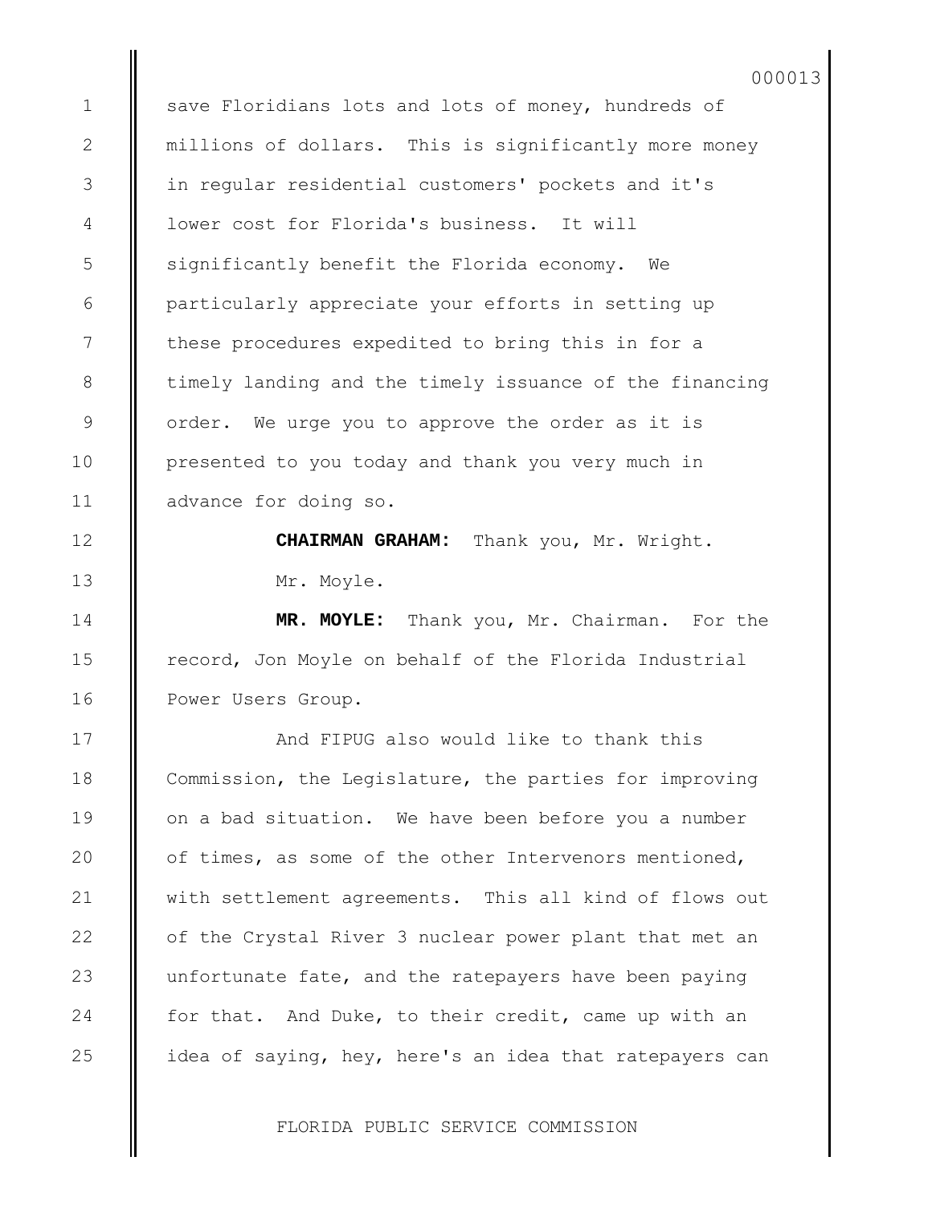save Floridians lots and lots of money, hundreds of millions of dollars. This is significantly more money in regular residential customers' pockets and it's lower cost for Florida's business. It will significantly benefit the Florida economy. We particularly appreciate your efforts in setting up these procedures expedited to bring this in for a timely landing and the timely issuance of the financing order. We urge you to approve the order as it is presented to you today and thank you very much in advance for doing so.

**CHAIRMAN GRAHAM:** Thank you, Mr. Wright.

Mr. Moyle.

**MR. MOYLE:** Thank you, Mr. Chairman. For the record, Jon Moyle on behalf of the Florida Industrial Power Users Group.

And FIPUG also would like to thank this Commission, the Legislature, the parties for improving on a bad situation. We have been before you a number of times, as some of the other Intervenors mentioned, with settlement agreements. This all kind of flows out of the Crystal River 3 nuclear power plant that met an unfortunate fate, and the ratepayers have been paying for that. And Duke, to their credit, came up with an idea of saying, hey, here's an idea that ratepayers can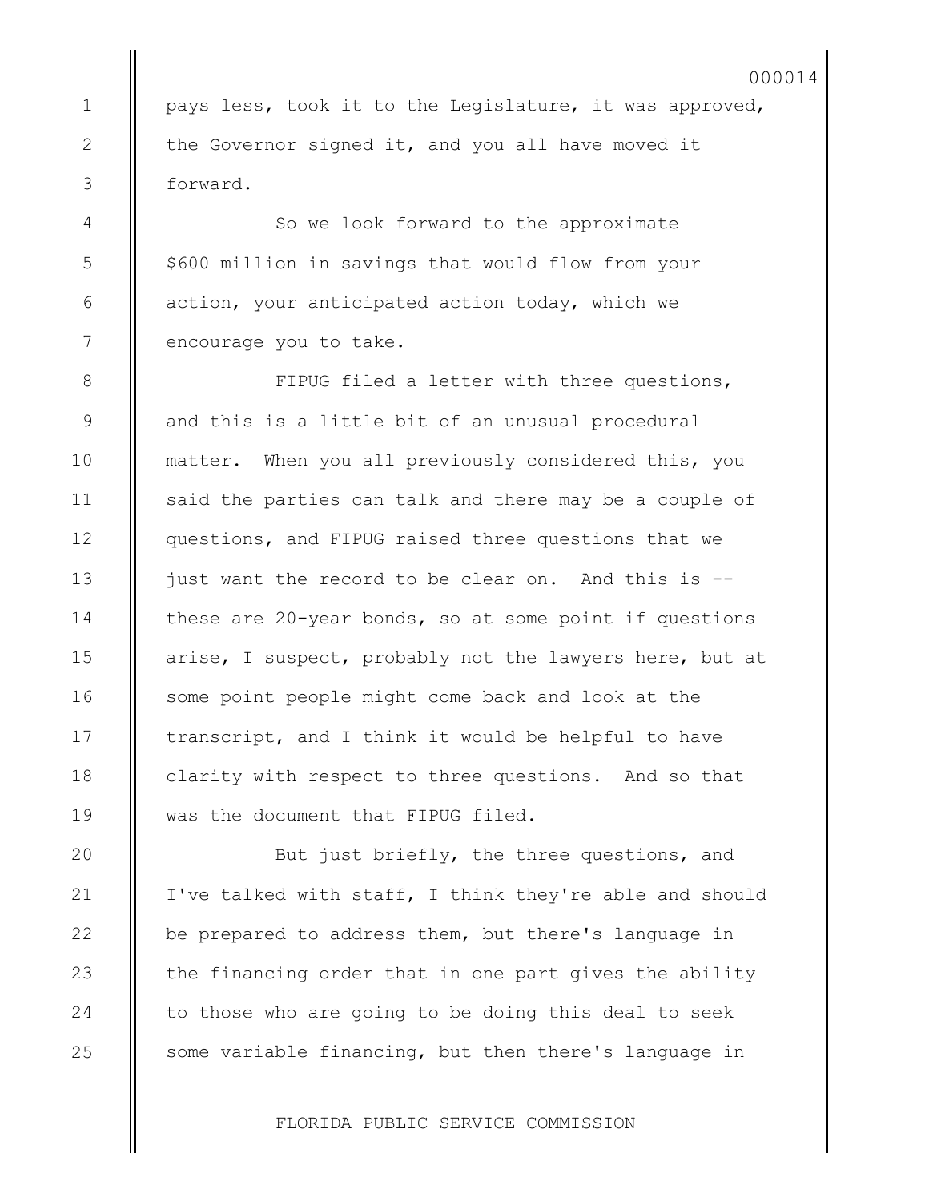pays less, took it to the Legislature, it was approved, the Governor signed it, and you all have moved it forward.

So we look forward to the approximate $600 million in savings that would flow from your action, your anticipated action today, which we encourage you to take.

FIPUG filed a letter with three questions, and this is a little bit of an unusual procedural matter. When you all previously considered this, you said the parties can talk and there may be a couple of questions, and FIPUG raised three questions that we just want the record to be clear on. And this is -- these are 20-year bonds, so at some point if questions arise, I suspect, probably not the lawyers here, but at some point people might come back and look at the transcript, and I think it would be helpful to have clarity with respect to three questions. And so that was the document that FIPUG filed.

But just briefly, the three questions, and I've talked with staff, I think they're able and should be prepared to address them, but there's language in the financing order that in one part gives the ability to those who are going to be doing this deal to seek some variable financing, but then there's language in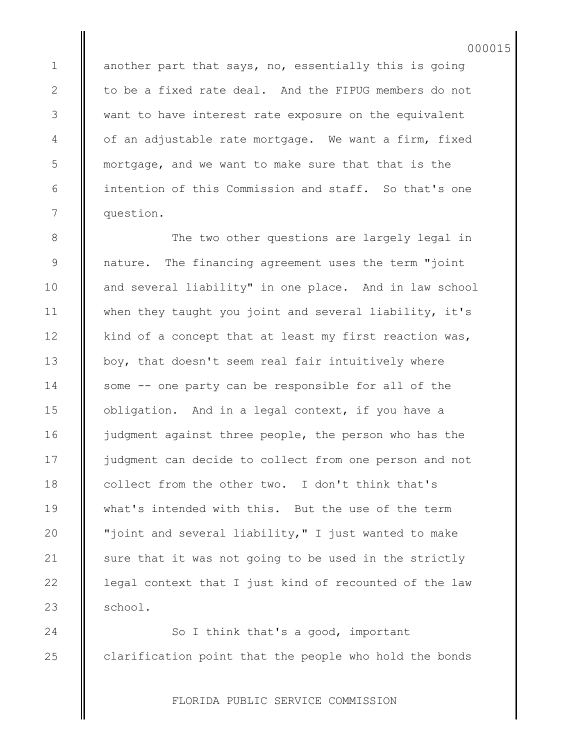another part that says, no, essentially this is going to be a fixed rate deal. And the FIPUG members do not want to have interest rate exposure on the equivalent of an adjustable rate mortgage. We want a firm, fixed mortgage, and we want to make sure that that is the intention of this Commission and staff. So that's one question.

The two other questions are largely legal in nature. The financing agreement uses the term "joint and several liability" in one place. And in law school when they taught you joint and several liability, it's kind of a concept that at least my first reaction was, boy, that doesn't seem real fair intuitively where some -- one party can be responsible for all of the obligation. And in a legal context, if you have a judgment against three people, the person who has the judgment can decide to collect from one person and not collect from the other two. I don't think that's what's intended with this. But the use of the term "joint and several liability," I just wanted to make sure that it was not going to be used in the strictly legal context that I just kind of recounted of the law school.

So I think that's a good, important clarification point that the people who hold the bonds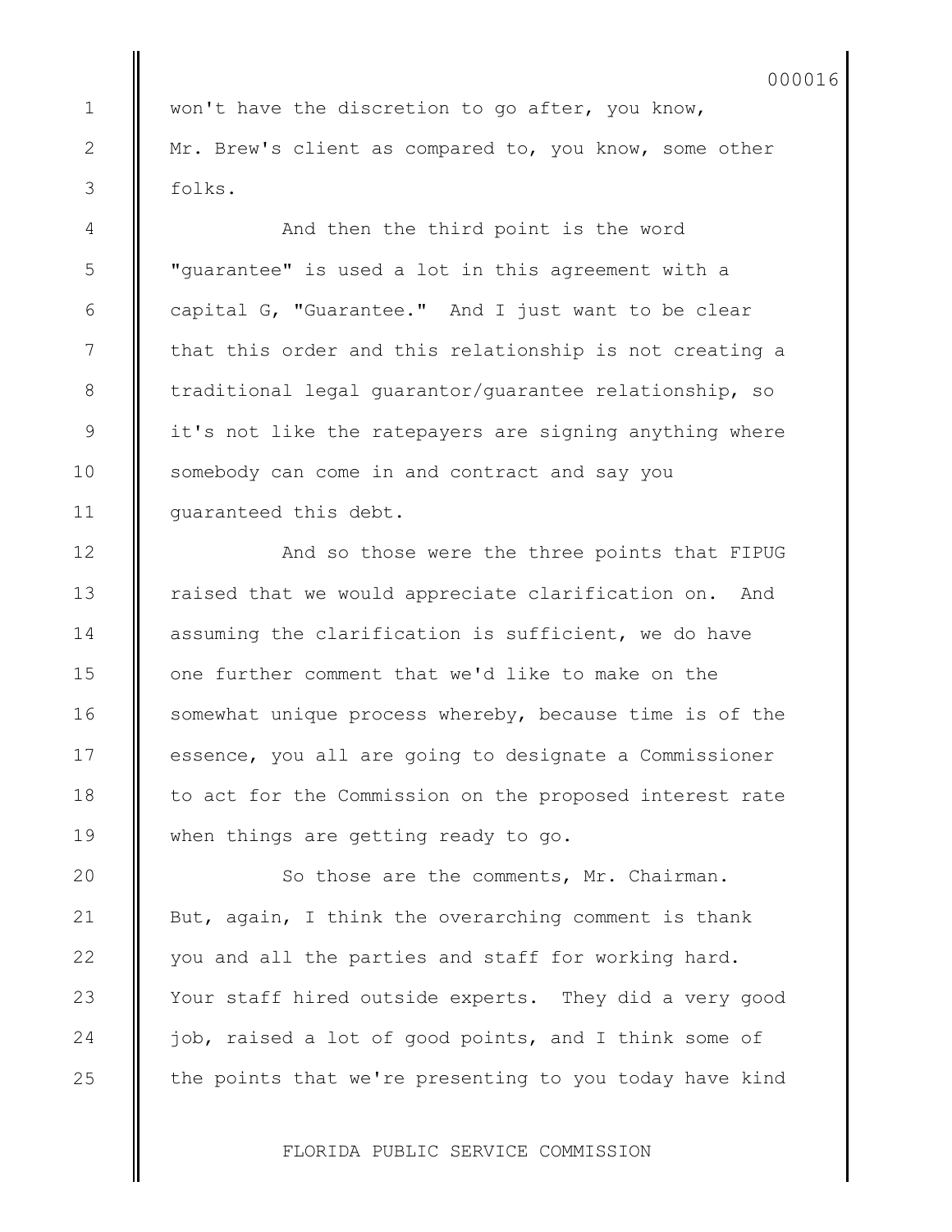won't have the discretion to go after, you know, Mr. Brew's client as compared to, you know, some other folks.

And then the third point is the word "guarantee" is used a lot in this agreement with a capital G, "Guarantee." And I just want to be clear that this order and this relationship is not creating a traditional legal guarantor/guarantee relationship, so it's not like the ratepayers are signing anything where somebody can come in and contract and say you guaranteed this debt.

And so those were the three points that FIPUG raised that we would appreciate clarification on. And assuming the clarification is sufficient, we do have one further comment that we'd like to make on the somewhat unique process whereby, because time is of the essence, you all are going to designate a Commissioner to act for the Commission on the proposed interest rate when things are getting ready to go.

So those are the comments, Mr. Chairman. But, again, I think the overarching comment is thank you and all the parties and staff for working hard. Your staff hired outside experts. They did a very good job, raised a lot of good points, and I think some of the points that we're presenting to you today have kind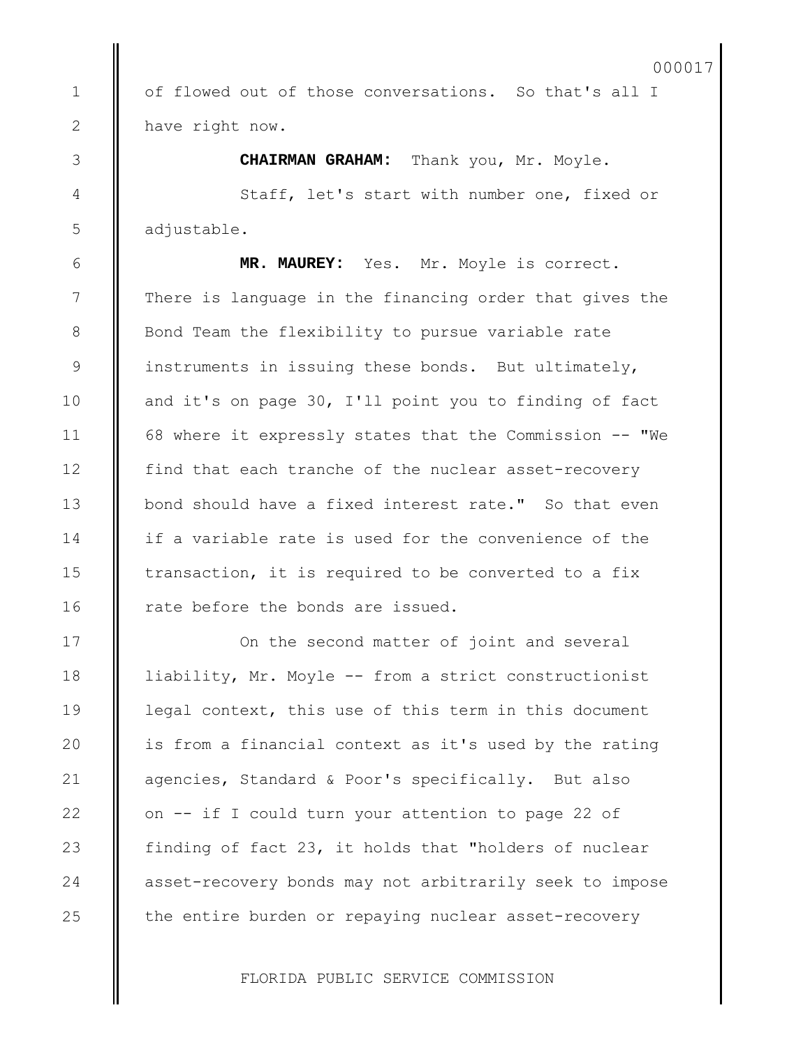of flowed out of those conversations. So that's all I have right now.

**CHAIRMAN GRAHAM:** Thank you, Mr. Moyle.

Staff, let's start with number one, fixed or adjustable.

**MR. MAUREY:** Yes. Mr. Moyle is correct. There is language in the financing order that gives the Bond Team the flexibility to pursue variable rate instruments in issuing these bonds. But ultimately, and it's on page 30, I'll point you to finding of fact 68 where it expressly states that the Commission -- "We find that each tranche of the nuclear asset-recovery bond should have a fixed interest rate." So that even if a variable rate is used for the convenience of the transaction, it is required to be converted to a fix rate before the bonds are issued.

On the second matter of joint and several liability, Mr. Moyle -- from a strict constructionist legal context, this use of this term in this document is from a financial context as it's used by the rating agencies, Standard & Poor's specifically. But also on -- if I could turn your attention to page 22 of finding of fact 23, it holds that "holders of nuclear asset-recovery bonds may not arbitrarily seek to impose the entire burden or repaying nuclear asset-recovery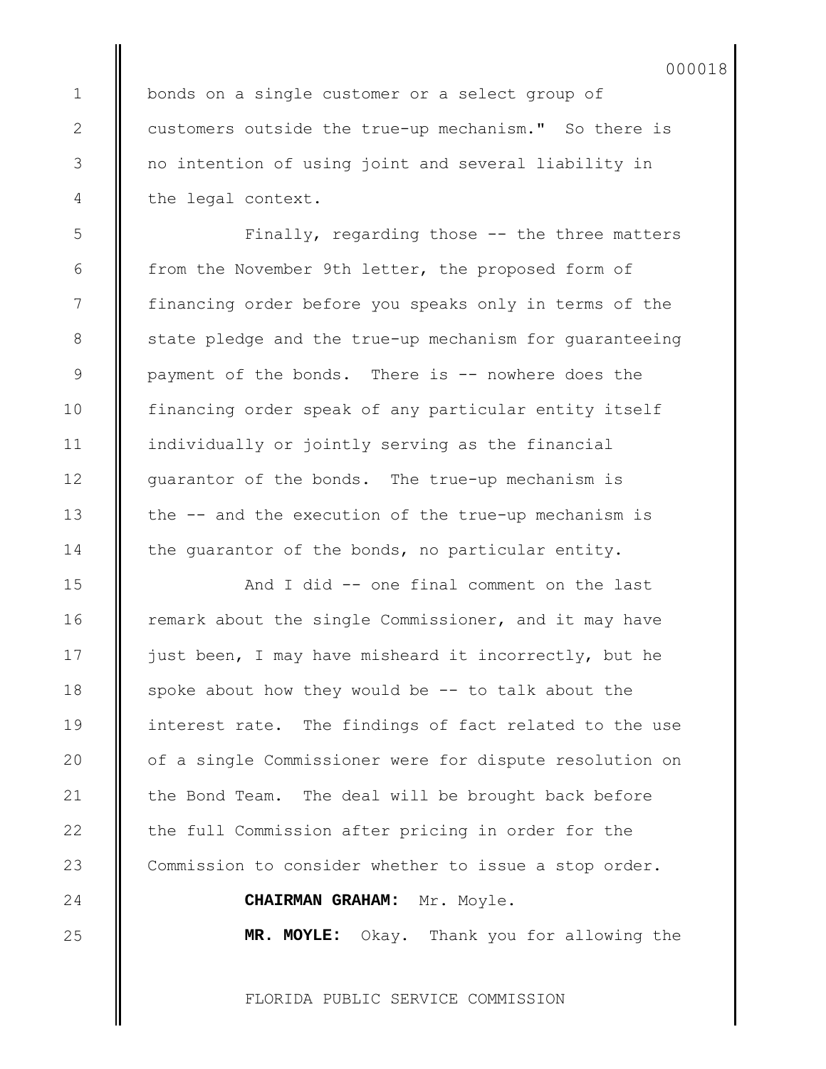bonds on a single customer or a select group of customers outside the true-up mechanism." So there is no intention of using joint and several liability in the legal context.

Finally, regarding those -- the three matters from the November 9th letter, the proposed form of financing order before you speaks only in terms of the state pledge and the true-up mechanism for guaranteeing payment of the bonds. There is -- nowhere does the financing order speak of any particular entity itself individually or jointly serving as the financial guarantor of the bonds. The true-up mechanism is the -- and the execution of the true-up mechanism is the guarantor of the bonds, no particular entity.

And I did -- one final comment on the last remark about the single Commissioner, and it may have just been, I may have misheard it incorrectly, but he spoke about how they would be -- to talk about the interest rate. The findings of fact related to the use of a single Commissioner were for dispute resolution on the Bond Team. The deal will be brought back before the full Commission after pricing in order for the Commission to consider whether to issue a stop order.

**CHAIRMAN GRAHAM:** Mr. Moyle.

**MR. MOYLE:** Okay. Thank you for allowing the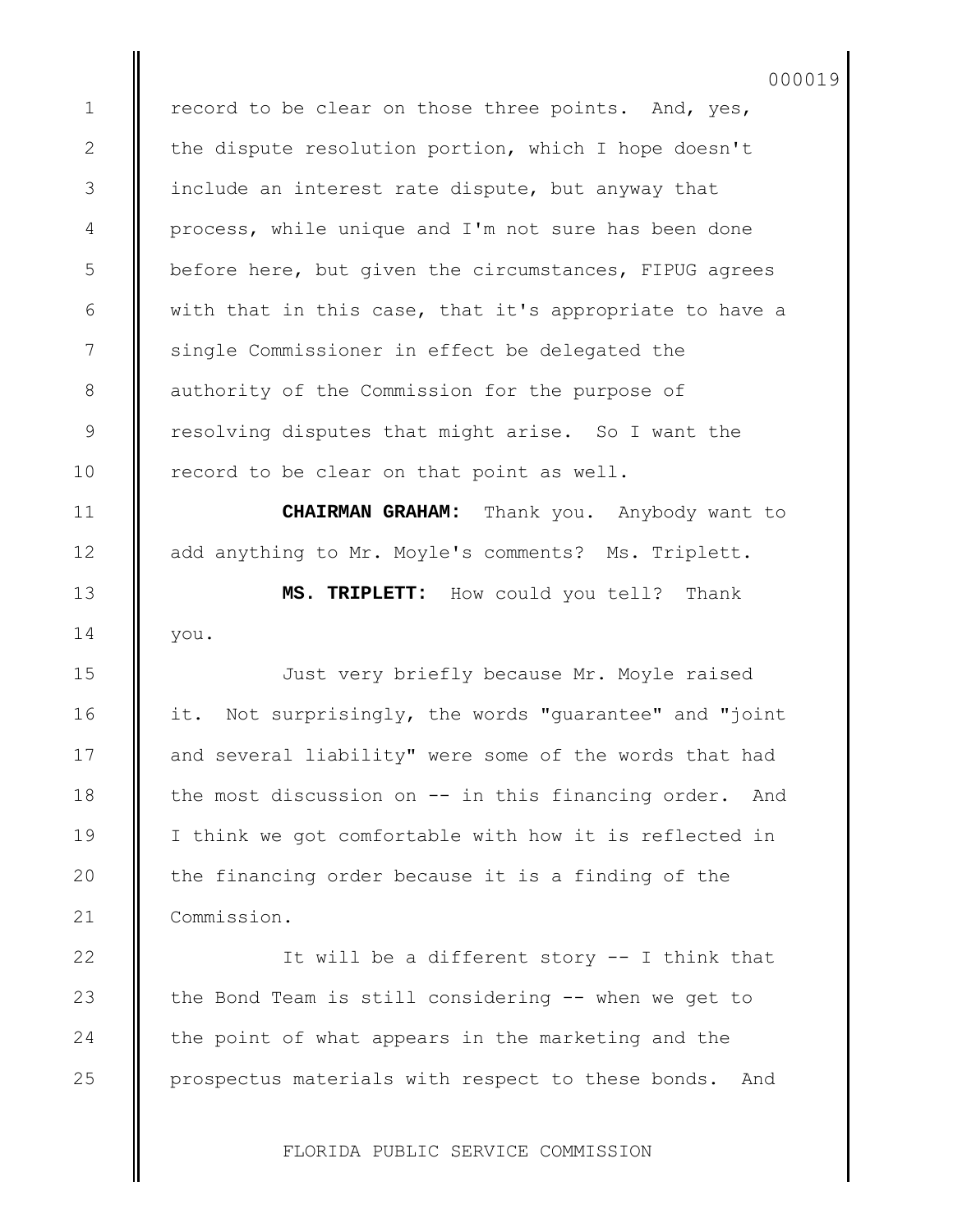record to be clear on those three points. And, yes, the dispute resolution portion, which I hope doesn't include an interest rate dispute, but anyway that process, while unique and I'm not sure has been done before here, but given the circumstances, FIPUG agrees with that in this case, that it's appropriate to have a single Commissioner in effect be delegated the authority of the Commission for the purpose of resolving disputes that might arise. So I want the record to be clear on that point as well.

**CHAIRMAN GRAHAM:** Thank you. Anybody want to add anything to Mr. Moyle's comments? Ms. Triplett.

**MS. TRIPLETT:** How could you tell? Thank you.

Just very briefly because Mr. Moyle raised it. Not surprisingly, the words "guarantee" and "joint and several liability" were some of the words that had the most discussion on -- in this financing order. And I think we got comfortable with how it is reflected in the financing order because it is a finding of the Commission.

It will be a different story -- I think that the Bond Team is still considering -- when we get to the point of what appears in the marketing and the prospectus materials with respect to these bonds. And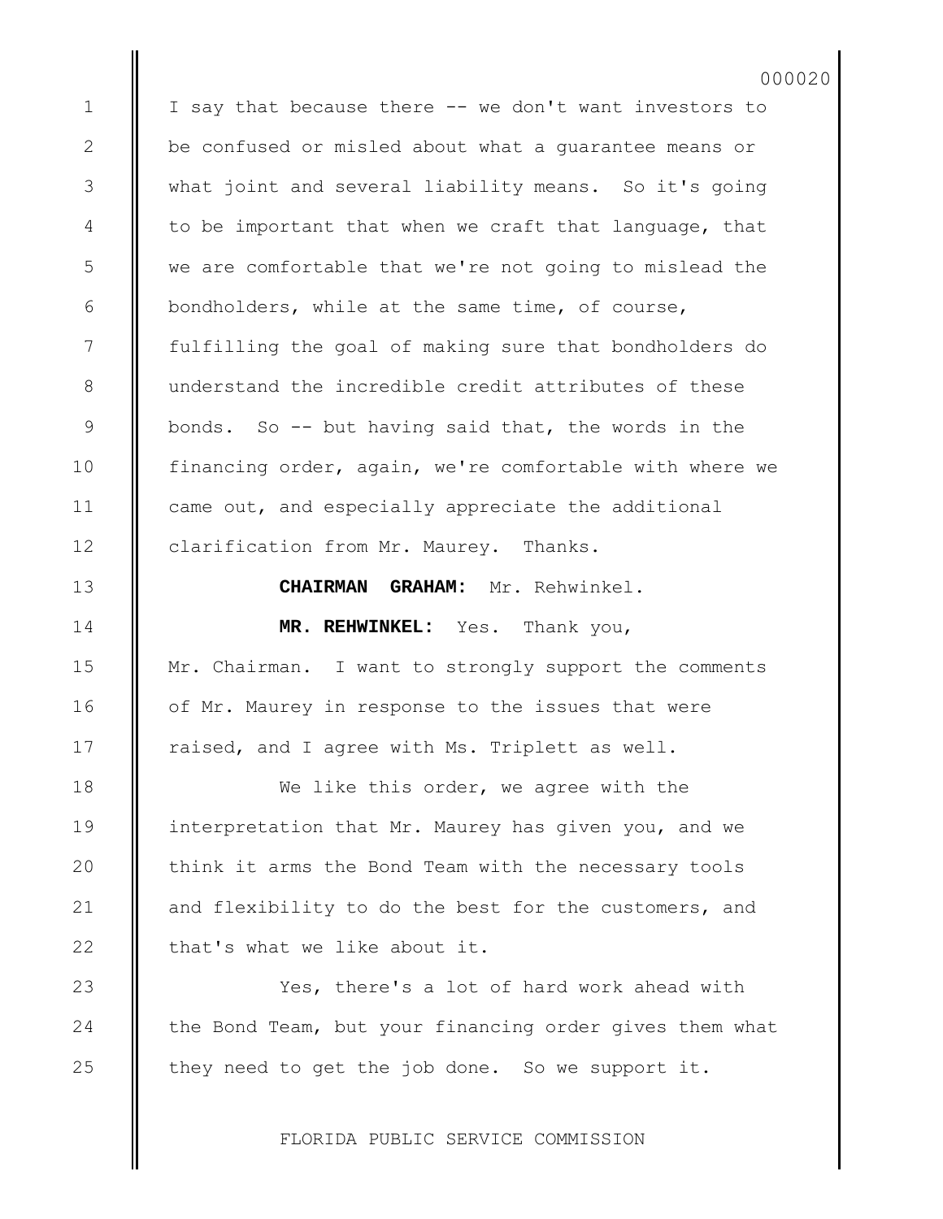I say that because there -- we don't want investors to be confused or misled about what a guarantee means or what joint and several liability means. So it's going to be important that when we craft that language, that we are comfortable that we're not going to mislead the bondholders, while at the same time, of course, fulfilling the goal of making sure that bondholders do understand the incredible credit attributes of these bonds. So -- but having said that, the words in the financing order, again, we're comfortable with where we came out, and especially appreciate the additional clarification from Mr. Maurey. Thanks.

**CHAIRMAN GRAHAM:** Mr. Rehwinkel.

**MR. REHWINKEL:** Yes. Thank you, Mr. Chairman. I want to strongly support the comments of Mr. Maurey in response to the issues that were raised, and I agree with Ms. Triplett as well.

We like this order, we agree with the interpretation that Mr. Maurey has given you, and we think it arms the Bond Team with the necessary tools and flexibility to do the best for the customers, and that's what we like about it.

Yes, there's a lot of hard work ahead with the Bond Team, but your financing order gives them what they need to get the job done. So we support it.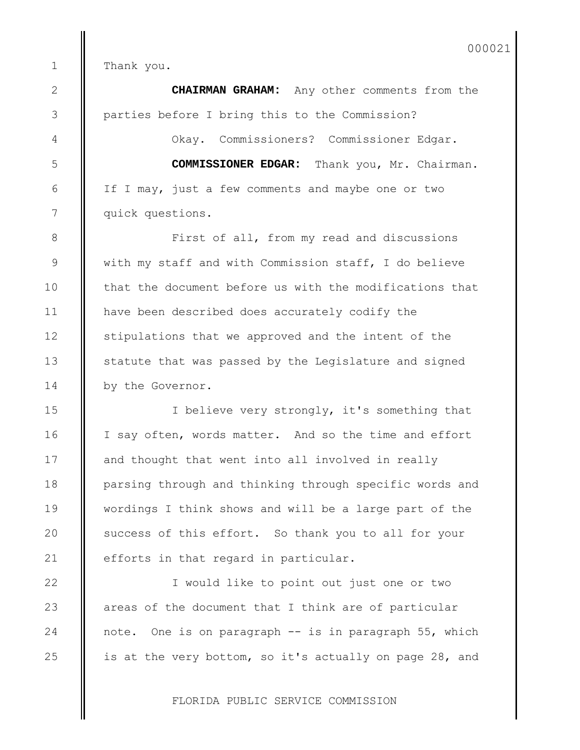Thank you.

**CHAIRMAN GRAHAM:** Any other comments from the parties before I bring this to the Commission?

Okay. Commissioners? Commissioner Edgar.

**COMMISSIONER EDGAR:** Thank you, Mr. Chairman. If I may, just a few comments and maybe one or two quick questions.

First of all, from my read and discussions with my staff and with Commission staff, I do believe that the document before us with the modifications that have been described does accurately codify the stipulations that we approved and the intent of the statute that was passed by the Legislature and signed by the Governor.

I believe very strongly, it's something that I say often, words matter. And so the time and effort and thought that went into all involved in really parsing through and thinking through specific words and wordings I think shows and will be a large part of the success of this effort. So thank you to all for your efforts in that regard in particular.

I would like to point out just one or two areas of the document that I think are of particular note. One is on paragraph -- is in paragraph 55, which is at the very bottom, so it's actually on page 28, and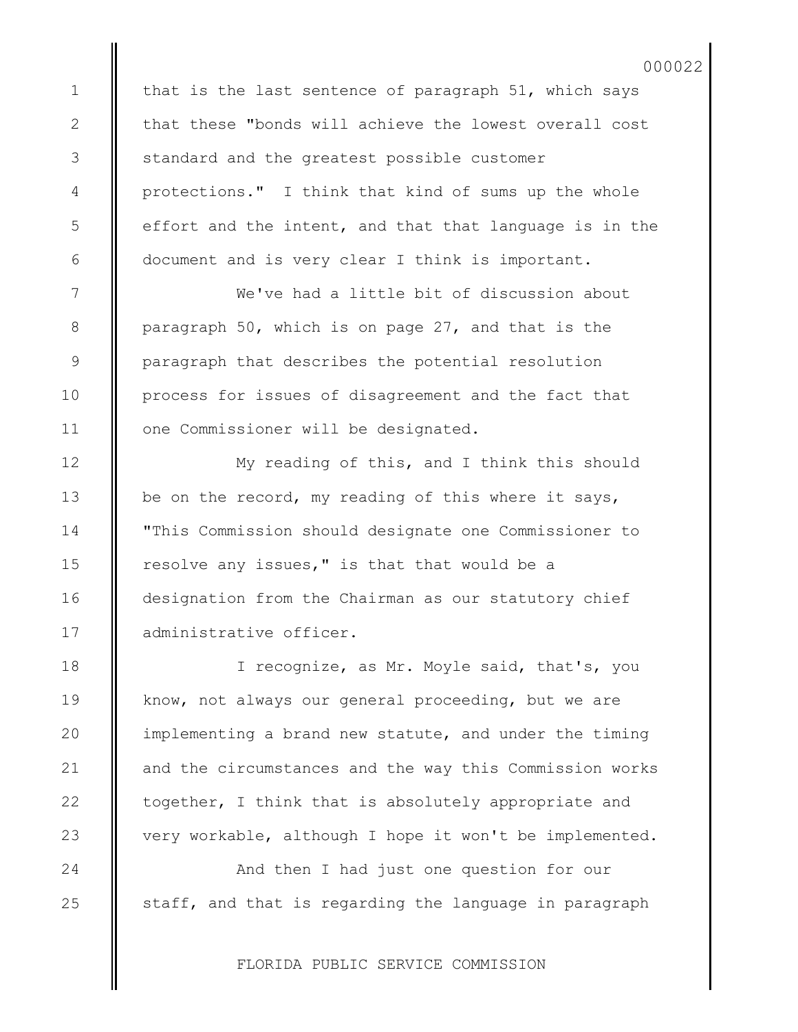that is the last sentence of paragraph 51, which says that these "bonds will achieve the lowest overall cost standard and the greatest possible customer protections." I think that kind of sums up the whole effort and the intent, and that that language is in the document and is very clear I think is important.

We've had a little bit of discussion about paragraph 50, which is on page 27, and that is the paragraph that describes the potential resolution process for issues of disagreement and the fact that one Commissioner will be designated.

My reading of this, and I think this should be on the record, my reading of this where it says, "This Commission should designate one Commissioner to resolve any issues," is that that would be a designation from the Chairman as our statutory chief administrative officer.

I recognize, as Mr. Moyle said, that's, you know, not always our general proceeding, but we are implementing a brand new statute, and under the timing and the circumstances and the way this Commission works together, I think that is absolutely appropriate and very workable, although I hope it won't be implemented.

And then I had just one question for our staff, and that is regarding the language in paragraph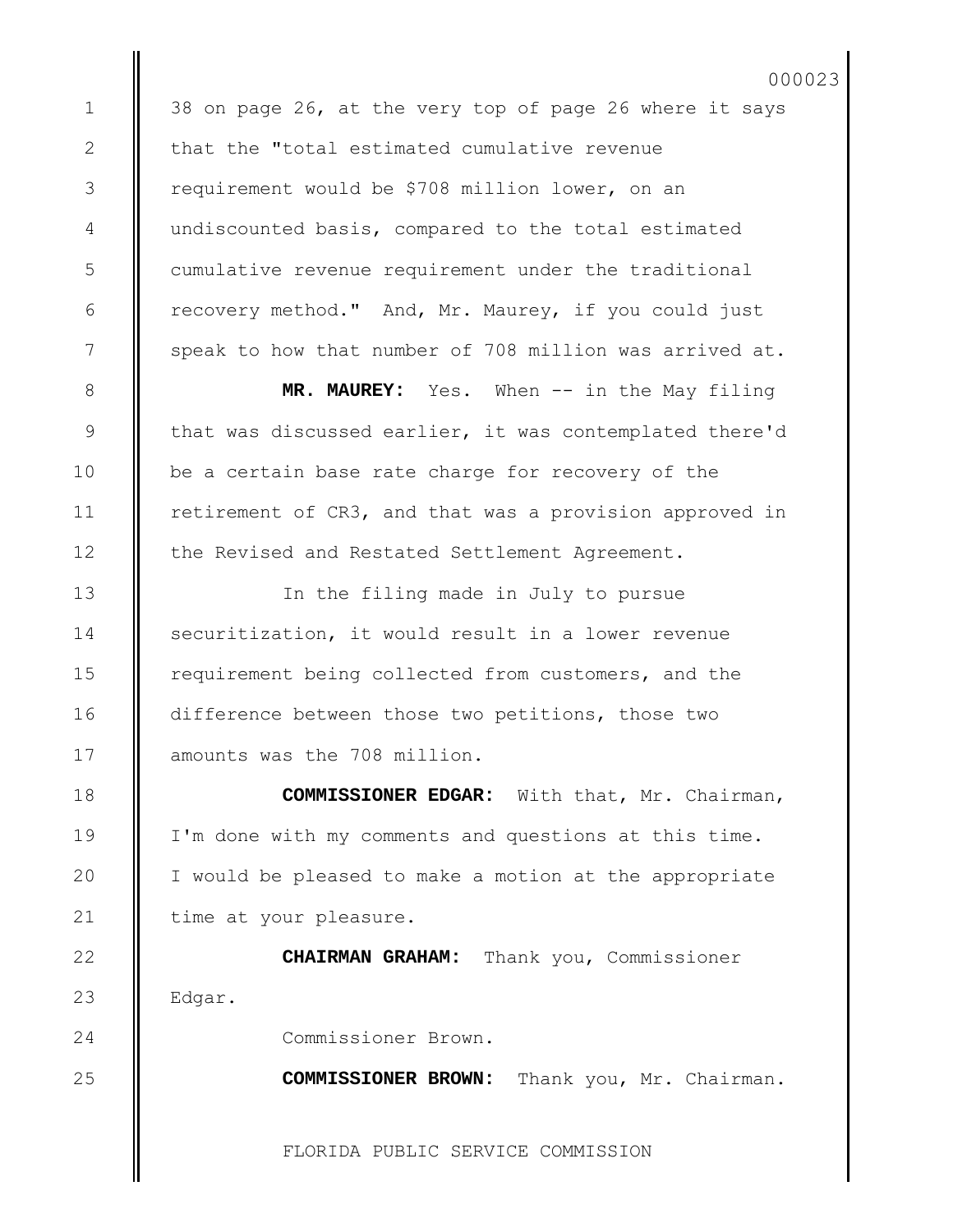38 on page 26, at the very top of page 26 where it says that the "total estimated cumulative revenue requirement would be $708 million lower, on an undiscounted basis, compared to the total estimated cumulative revenue requirement under the traditional recovery method." And, Mr. Maurey, if you could just speak to how that number of 708 million was arrived at.

**MR. MAUREY:** Yes. When -- in the May filing that was discussed earlier, it was contemplated there'd be a certain base rate charge for recovery of the retirement of CR3, and that was a provision approved in the Revised and Restated Settlement Agreement.

In the filing made in July to pursue securitization, it would result in a lower revenue requirement being collected from customers, and the difference between those two petitions, those two amounts was the 708 million.

**COMMISSIONER EDGAR:** With that, Mr. Chairman, I'm done with my comments and questions at this time. I would be pleased to make a motion at the appropriate time at your pleasure.

**CHAIRMAN GRAHAM:** Thank you, Commissioner Edgar.

Commissioner Brown.

**COMMISSIONER BROWN:** Thank you, Mr. Chairman.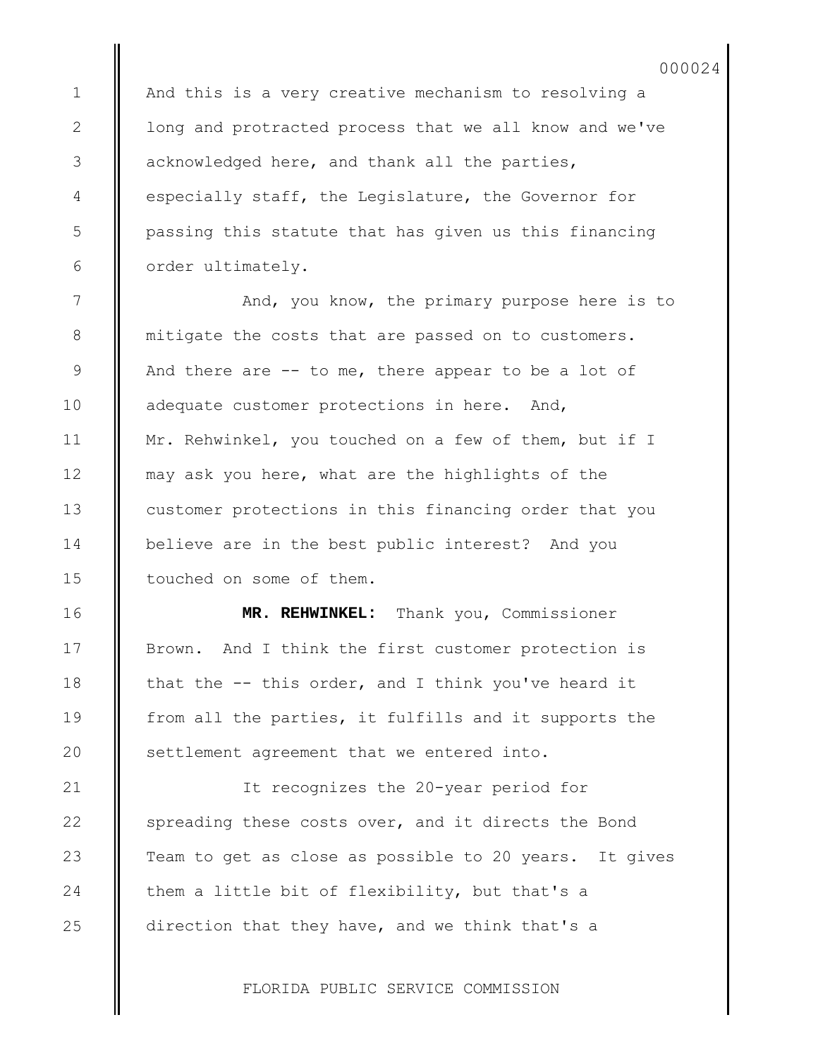And this is a very creative mechanism to resolving a long and protracted process that we all know and we've acknowledged here, and thank all the parties, especially staff, the Legislature, the Governor for passing this statute that has given us this financing order ultimately.

And, you know, the primary purpose here is to mitigate the costs that are passed on to customers. And there are -- to me, there appear to be a lot of adequate customer protections in here. And, Mr. Rehwinkel, you touched on a few of them, but if I may ask you here, what are the highlights of the customer protections in this financing order that you believe are in the best public interest? And you touched on some of them.

**MR. REHWINKEL:** Thank you, Commissioner Brown. And I think the first customer protection is that the -- this order, and I think you've heard it from all the parties, it fulfills and it supports the settlement agreement that we entered into.

It recognizes the 20-year period for spreading these costs over, and it directs the Bond Team to get as close as possible to 20 years. It gives them a little bit of flexibility, but that's a direction that they have, and we think that's a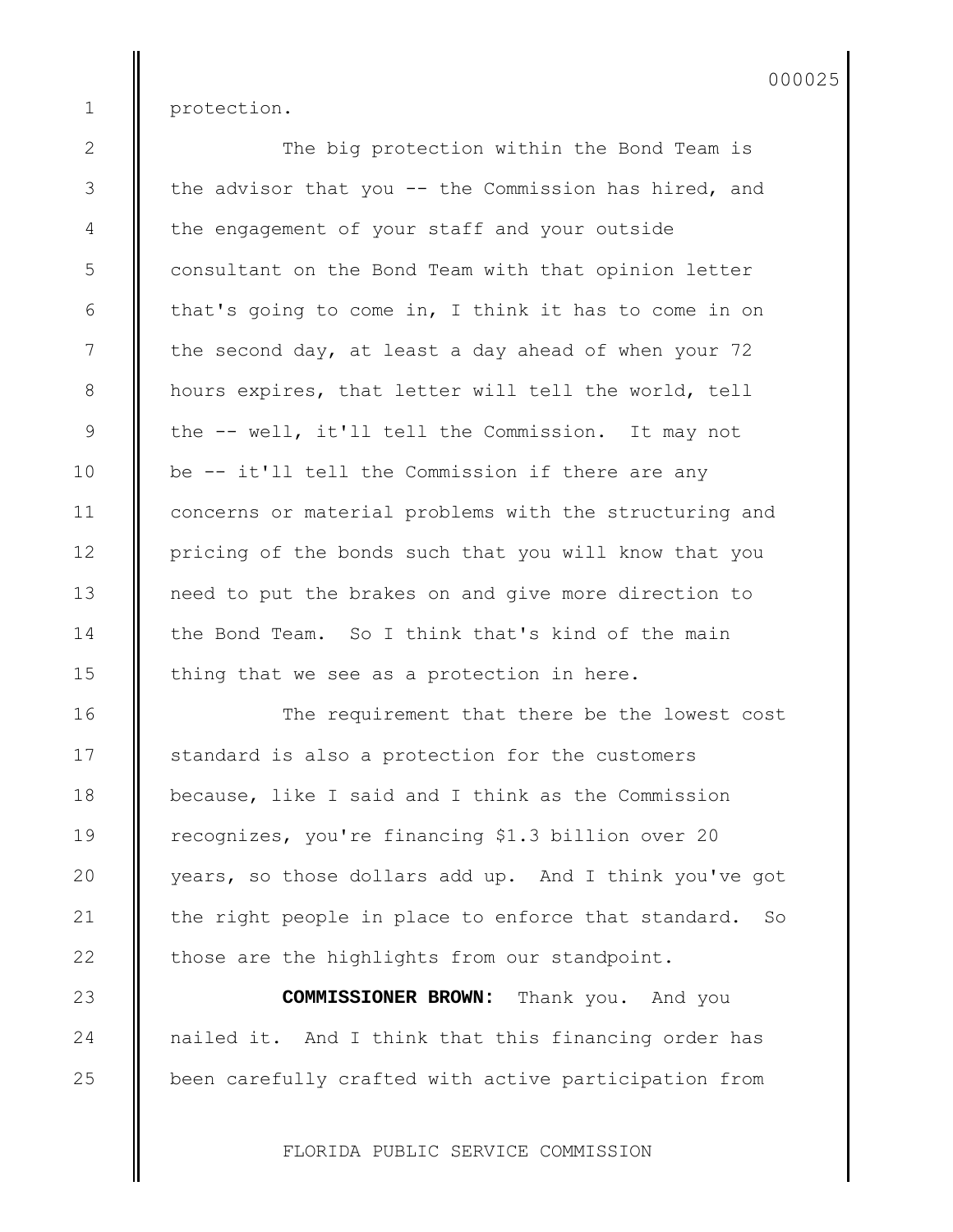protection.

The big protection within the Bond Team is the advisor that you -- the Commission has hired, and the engagement of your staff and your outside consultant on the Bond Team with that opinion letter that's going to come in, I think it has to come in on the second day, at least a day ahead of when your 72 hours expires, that letter will tell the world, tell the -- well, it'll tell the Commission. It may not be -- it'll tell the Commission if there are any concerns or material problems with the structuring and pricing of the bonds such that you will know that you need to put the brakes on and give more direction to the Bond Team. So I think that's kind of the main thing that we see as a protection in here.

The requirement that there be the lowest cost standard is also a protection for the customers because, like I said and I think as the Commission recognizes, you're financing $1.3 billion over 20 years, so those dollars add up. And I think you've got the right people in place to enforce that standard. So those are the highlights from our standpoint.

**COMMISSIONER BROWN:** Thank you. And you nailed it. And I think that this financing order has been carefully crafted with active participation from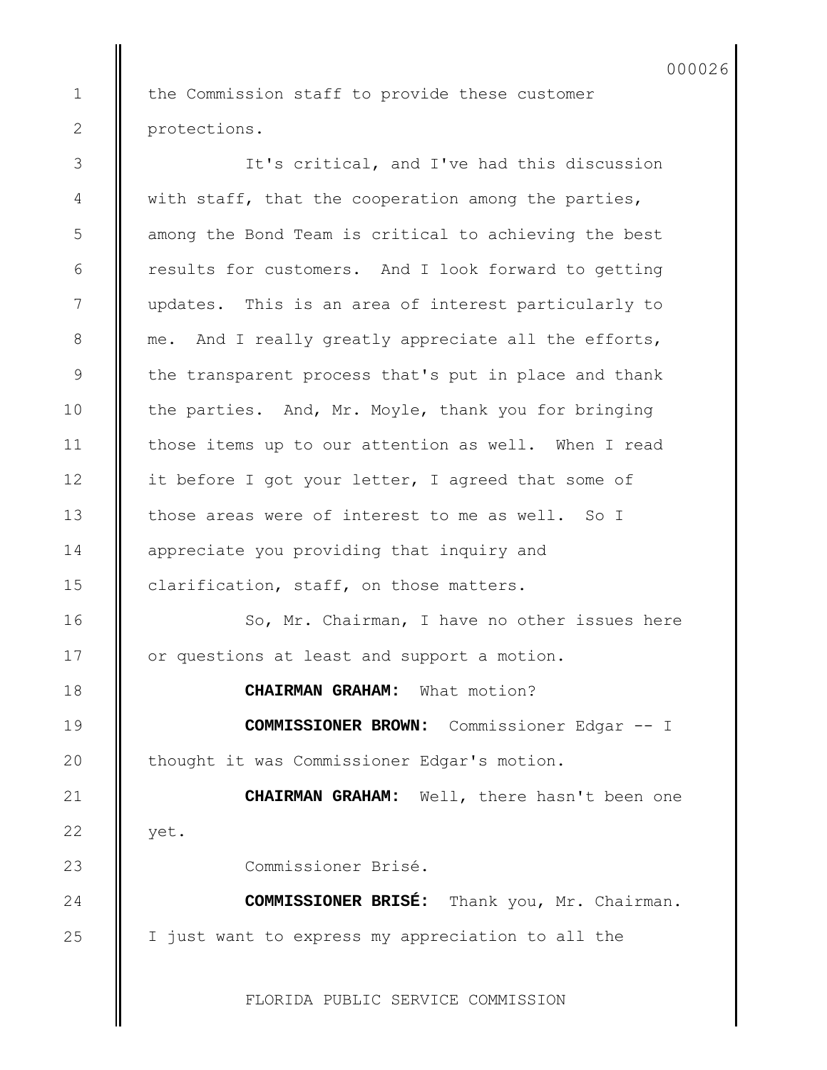the Commission staff to provide these customer protections.

It's critical, and I've had this discussion with staff, that the cooperation among the parties, among the Bond Team is critical to achieving the best results for customers. And I look forward to getting updates. This is an area of interest particularly to me. And I really greatly appreciate all the efforts, the transparent process that's put in place and thank the parties. And, Mr. Moyle, thank you for bringing those items up to our attention as well. When I read it before I got your letter, I agreed that some of those areas were of interest to me as well. So I appreciate you providing that inquiry and clarification, staff, on those matters.

So, Mr. Chairman, I have no other issues here or questions at least and support a motion.

**CHAIRMAN GRAHAM:** What motion?

**COMMISSIONER BROWN:** Commissioner Edgar -- I thought it was Commissioner Edgar's motion.

**CHAIRMAN GRAHAM:** Well, there hasn't been one yet.

Commissioner Brisé.

**COMMISSIONER BRISÉ:** Thank you, Mr. Chairman. I just want to express my appreciation to all the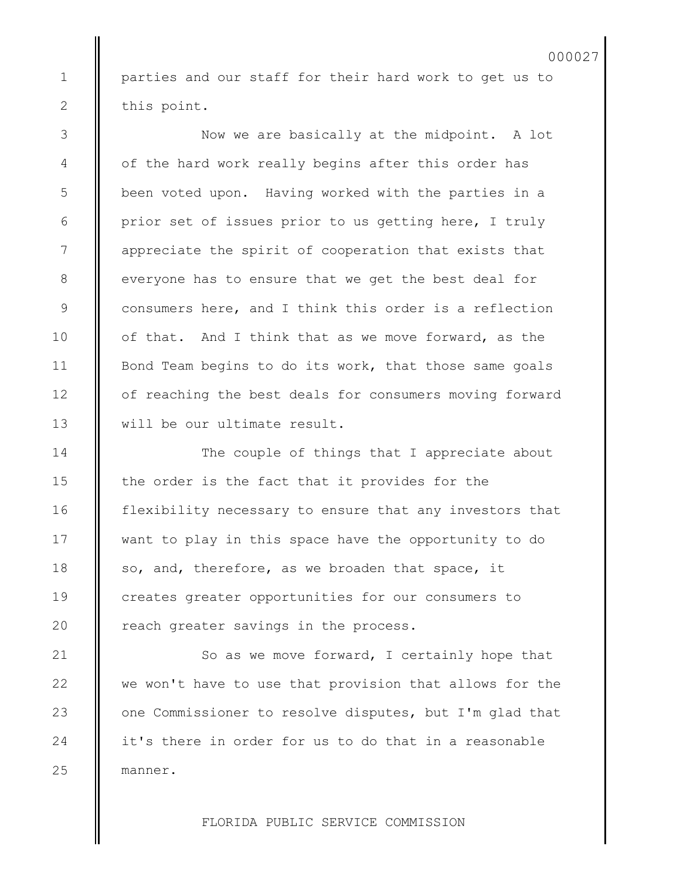parties and our staff for their hard work to get us to this point.

Now we are basically at the midpoint. A lot of the hard work really begins after this order has been voted upon. Having worked with the parties in a prior set of issues prior to us getting here, I truly appreciate the spirit of cooperation that exists that everyone has to ensure that we get the best deal for consumers here, and I think this order is a reflection of that. And I think that as we move forward, as the Bond Team begins to do its work, that those same goals of reaching the best deals for consumers moving forward will be our ultimate result.

The couple of things that I appreciate about the order is the fact that it provides for the flexibility necessary to ensure that any investors that want to play in this space have the opportunity to do so, and, therefore, as we broaden that space, it creates greater opportunities for our consumers to reach greater savings in the process.

So as we move forward, I certainly hope that we won't have to use that provision that allows for the one Commissioner to resolve disputes, but I'm glad that it's there in order for us to do that in a reasonable manner.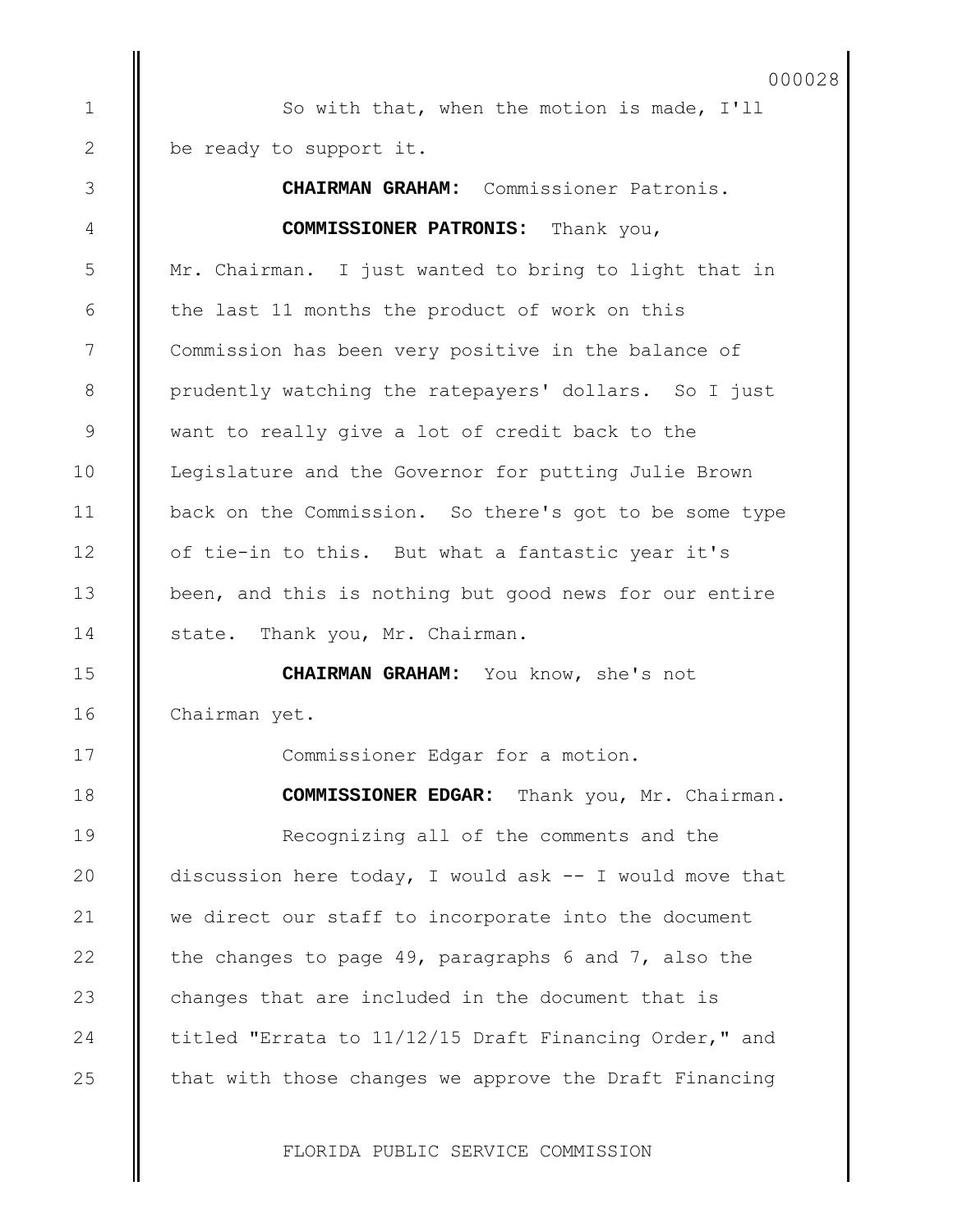So with that, when the motion is made, I'll be ready to support it.

**CHAIRMAN GRAHAM:** Commissioner Patronis.

**COMMISSIONER PATRONIS:** Thank you, Mr. Chairman. I just wanted to bring to light that in the last 11 months the product of work on this Commission has been very positive in the balance of prudently watching the ratepayers' dollars. So I just want to really give a lot of credit back to the Legislature and the Governor for putting Julie Brown back on the Commission. So there's got to be some type of tie-in to this. But what a fantastic year it's been, and this is nothing but good news for our entire state. Thank you, Mr. Chairman.

**CHAIRMAN GRAHAM:** You know, she's not Chairman yet.

Commissioner Edgar for a motion.

**COMMISSIONER EDGAR:** Thank you, Mr. Chairman.

Recognizing all of the comments and the discussion here today, I would ask -- I would move that we direct our staff to incorporate into the document the changes to page 49, paragraphs 6 and 7, also the changes that are included in the document that is titled "Errata to 11/12/15 Draft Financing Order," and that with those changes we approve the Draft Financing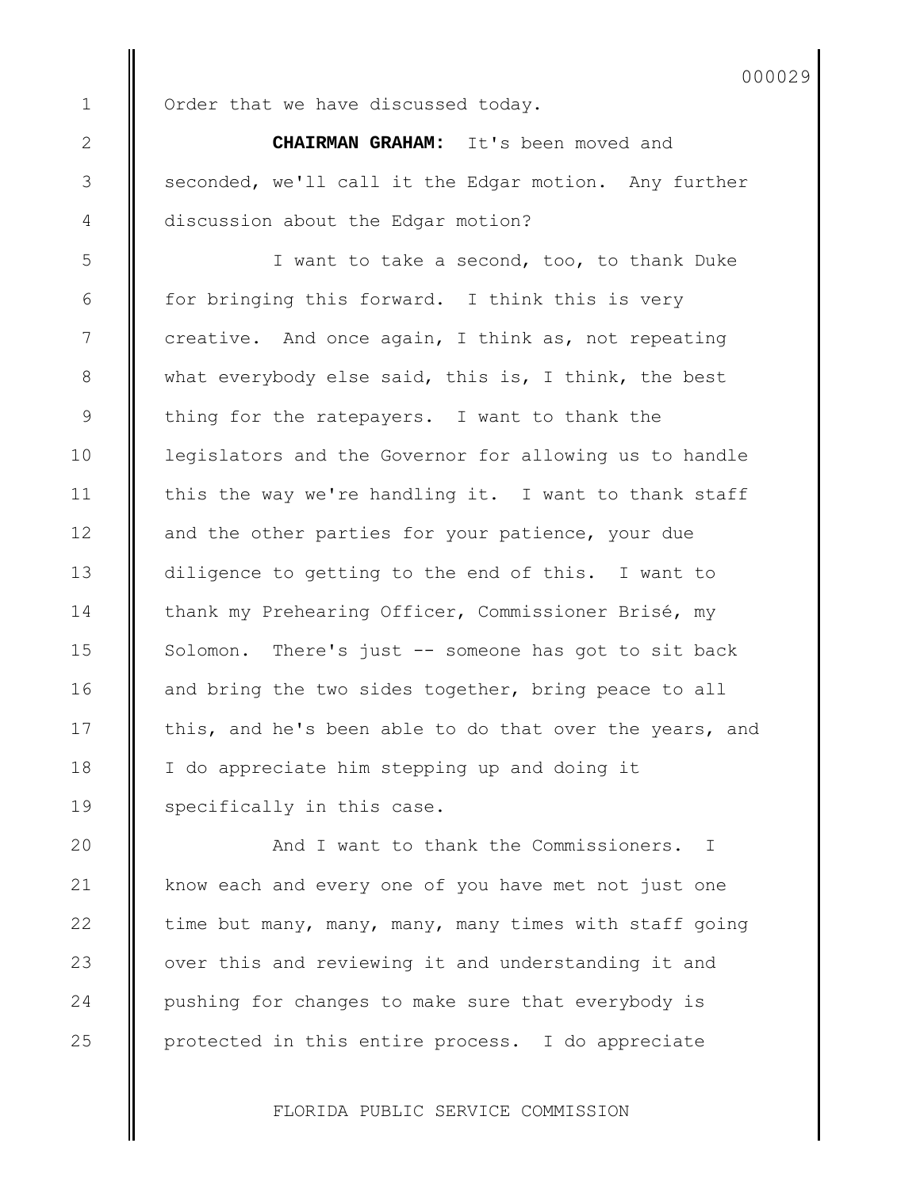Order that we have discussed today.

**CHAIRMAN GRAHAM:** It's been moved and seconded, we'll call it the Edgar motion. Any further discussion about the Edgar motion?

I want to take a second, too, to thank Duke for bringing this forward. I think this is very creative. And once again, I think as, not repeating what everybody else said, this is, I think, the best thing for the ratepayers. I want to thank the legislators and the Governor for allowing us to handle this the way we're handling it. I want to thank staff and the other parties for your patience, your due diligence to getting to the end of this. I want to thank my Prehearing Officer, Commissioner Brisé, my Solomon. There's just -- someone has got to sit back and bring the two sides together, bring peace to all this, and he's been able to do that over the years, and I do appreciate him stepping up and doing it specifically in this case.

And I want to thank the Commissioners. I know each and every one of you have met not just one time but many, many, many, many times with staff going over this and reviewing it and understanding it and pushing for changes to make sure that everybody is protected in this entire process. I do appreciate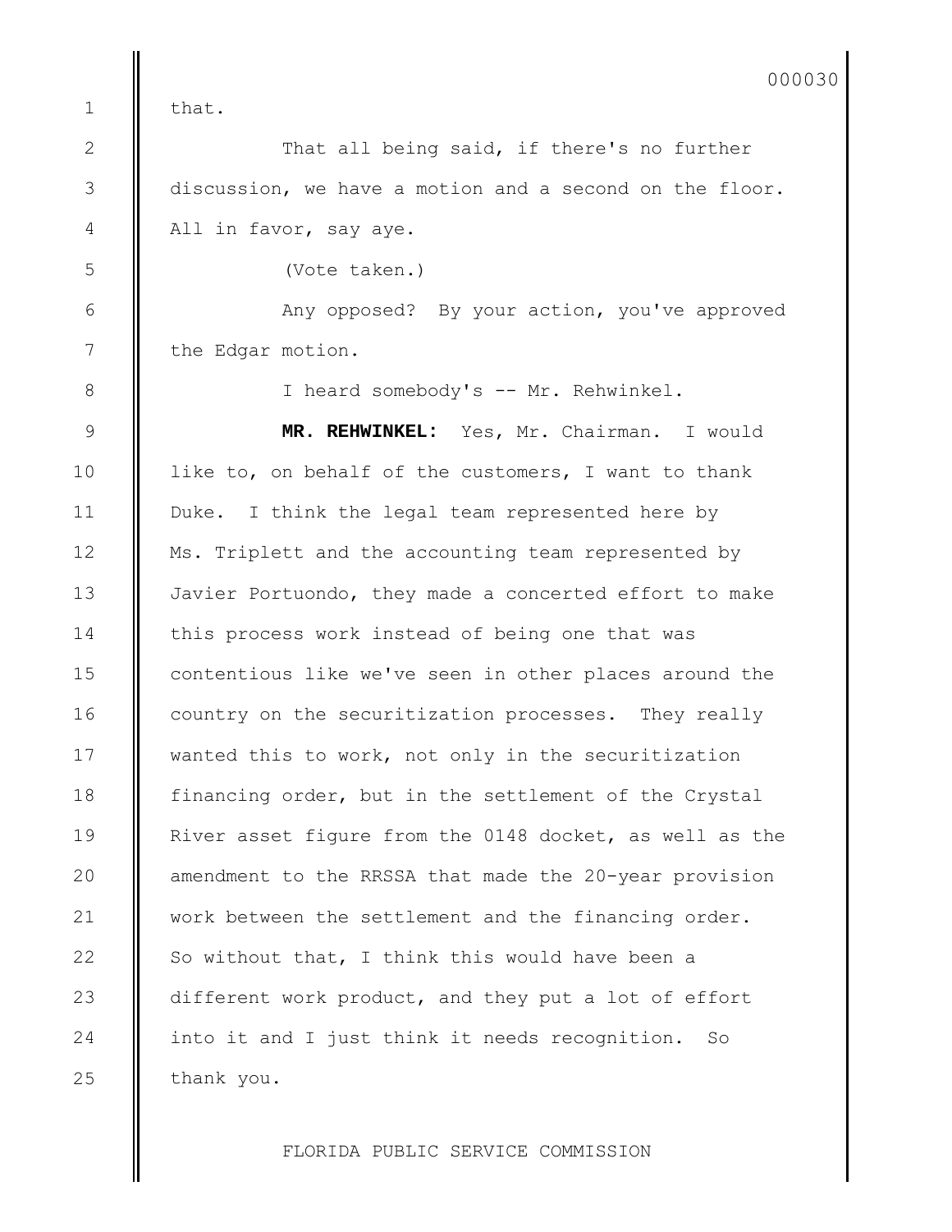that.

That all being said, if there's no further discussion, we have a motion and a second on the floor. All in favor, say aye.

(Vote taken.)

Any opposed? By your action, you've approved the Edgar motion.

I heard somebody's -- Mr. Rehwinkel.

**MR. REHWINKEL:** Yes, Mr. Chairman. I would like to, on behalf of the customers, I want to thank Duke. I think the legal team represented here by Ms. Triplett and the accounting team represented by Javier Portuondo, they made a concerted effort to make this process work instead of being one that was contentious like we've seen in other places around the country on the securitization processes. They really wanted this to work, not only in the securitization financing order, but in the settlement of the Crystal River asset figure from the 0148 docket, as well as the amendment to the RRSSA that made the 20-year provision work between the settlement and the financing order. So without that, I think this would have been a different work product, and they put a lot of effort into it and I just think it needs recognition. So thank you.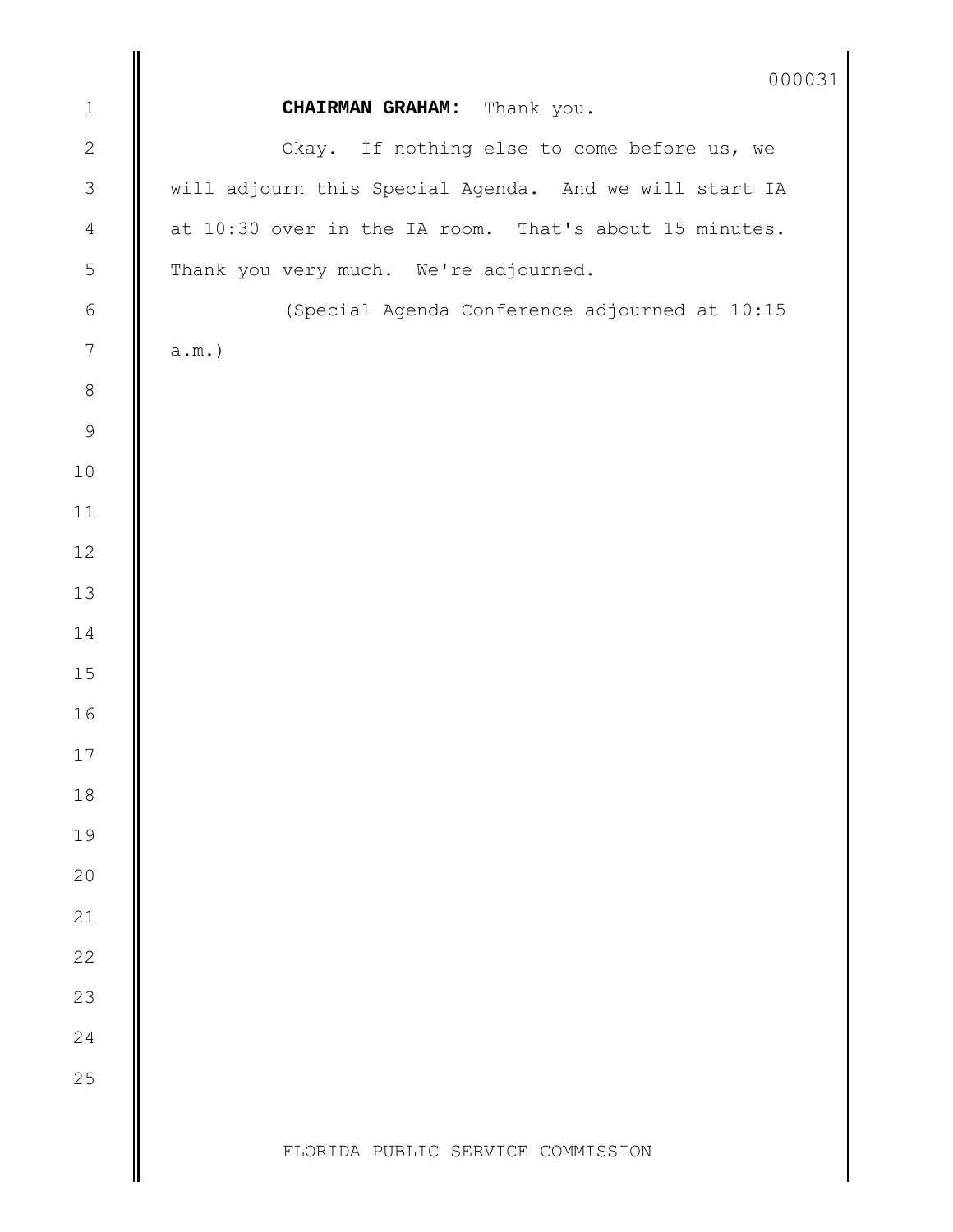**CHAIRMAN GRAHAM:** Thank you.

Okay. If nothing else to come before us, we will adjourn this Special Agenda. And we will start IA at 10:30 over in the IA room. That's about 15 minutes. Thank you very much. We're adjourned.

(Special Agenda Conference adjourned at 10:15 a.m.)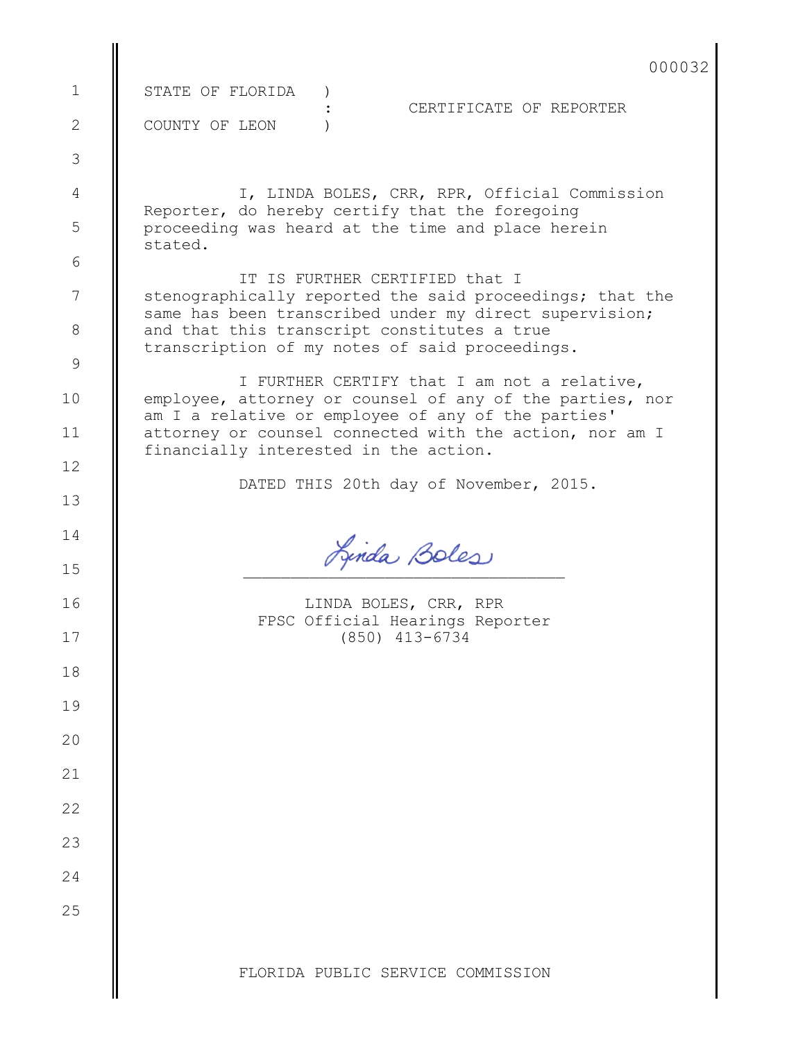STATE OF FLORIDA )
: CERTIFICATE OF REPORTER
COUNTY OF LEON )

I, LINDA BOLES, CRR, RPR, Official Commission Reporter, do hereby certify that the foregoing proceeding was heard at the time and place herein stated.

IT IS FURTHER CERTIFIED that I stenographically reported the said proceedings; that the same has been transcribed under my direct supervision; and that this transcript constitutes a true transcription of my notes of said proceedings.

I FURTHER CERTIFY that I am not a relative, employee, attorney or counsel of any of the parties, nor am I a relative or employee of any of the parties' attorney or counsel connected with the action, nor am I financially interested in the action.

DATED THIS 20th day of November, 2015.

Linda Boles

LINDA BOLES, CRR, RPR
FPSC Official Hearings Reporter
(850) 413-6734